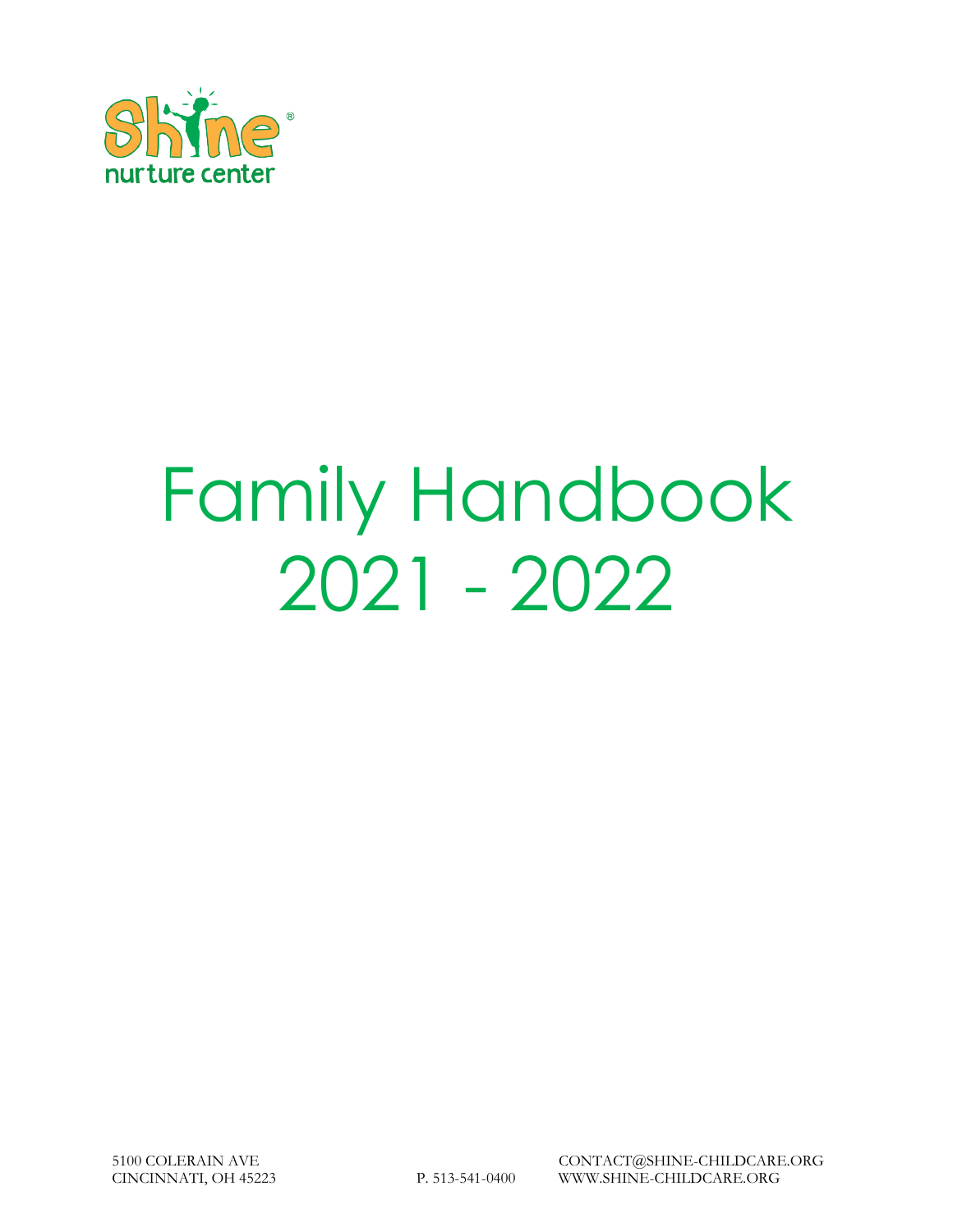Shine nurture center

# Family Handbook 2021 - 2022

5100 COLERAIN AVE
CINCINNATI, OH 45223

P. 513-541-0400

CONTACT@SHINE-CHILDCARE.ORG
WWW.SHINE-CHILDCARE.ORG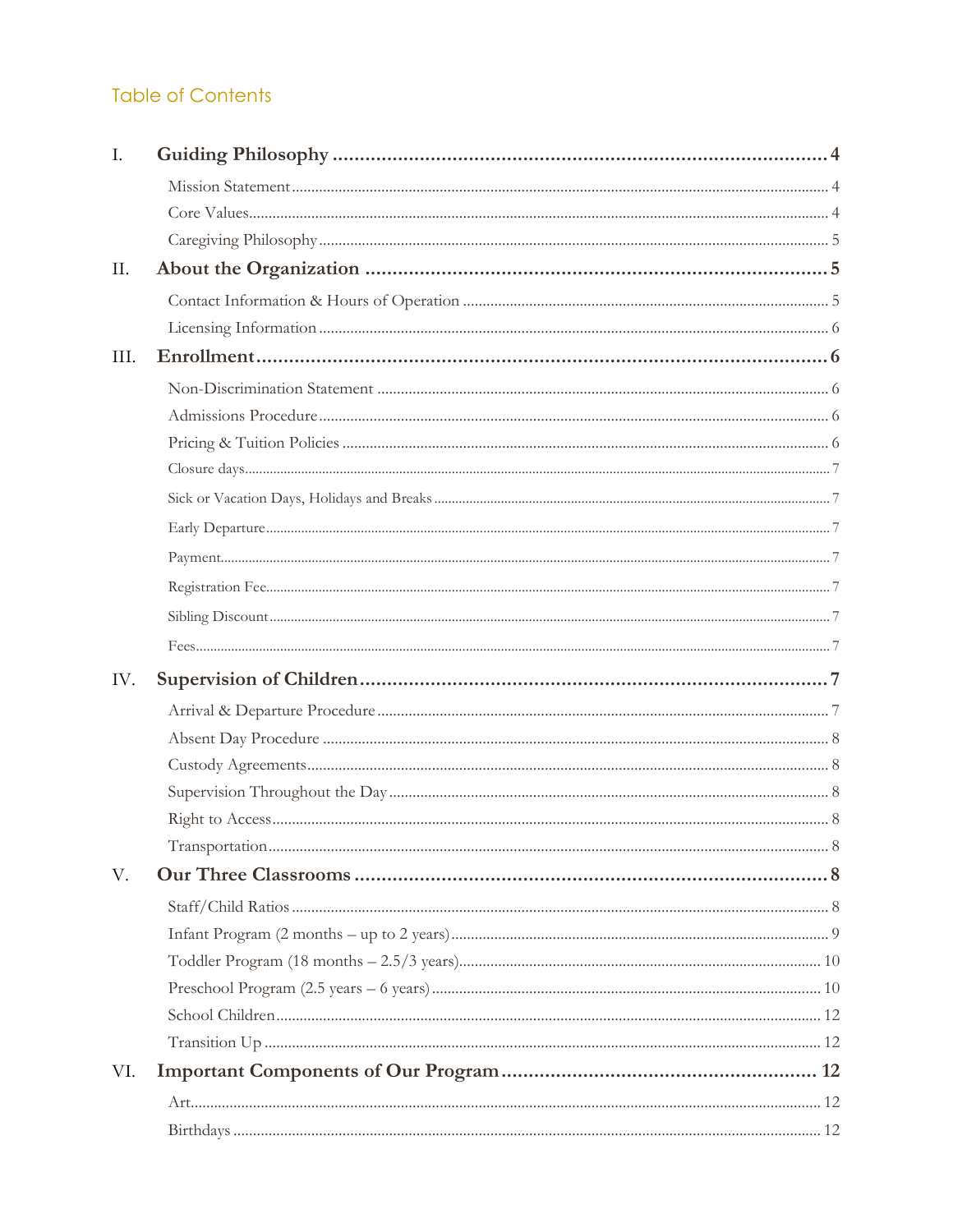## Table of Contents

I. **Guiding Philosophy** .......... 4
- Mission Statement .......... 4
- Core Values .......... 4
- Caregiving Philosophy .......... 5

II. **About the Organization** .......... 5
- Contact Information & Hours of Operation .......... 5
- Licensing Information .......... 6

III. **Enrollment** .......... 6
- Non-Discrimination Statement .......... 6
- Admissions Procedure .......... 6
- Pricing & Tuition Policies .......... 6
- Closure days .......... 7
- Sick or Vacation Days, Holidays and Breaks .......... 7
- Early Departure .......... 7
- Payment .......... 7
- Registration Fee .......... 7
- Sibling Discount .......... 7
- Fees .......... 7

IV. **Supervision of Children** .......... 7
- Arrival & Departure Procedure .......... 7
- Absent Day Procedure .......... 8
- Custody Agreements .......... 8
- Supervision Throughout the Day .......... 8
- Right to Access .......... 8
- Transportation .......... 8

V. **Our Three Classrooms** .......... 8
- Staff/Child Ratios .......... 8
- Infant Program (2 months – up to 2 years) .......... 9
- Toddler Program (18 months – 2.5/3 years) .......... 10
- Preschool Program (2.5 years – 6 years) .......... 10
- School Children .......... 12
- Transition Up .......... 12

VI. **Important Components of Our Program** .......... 12
- Art .......... 12
- Birthdays .......... 12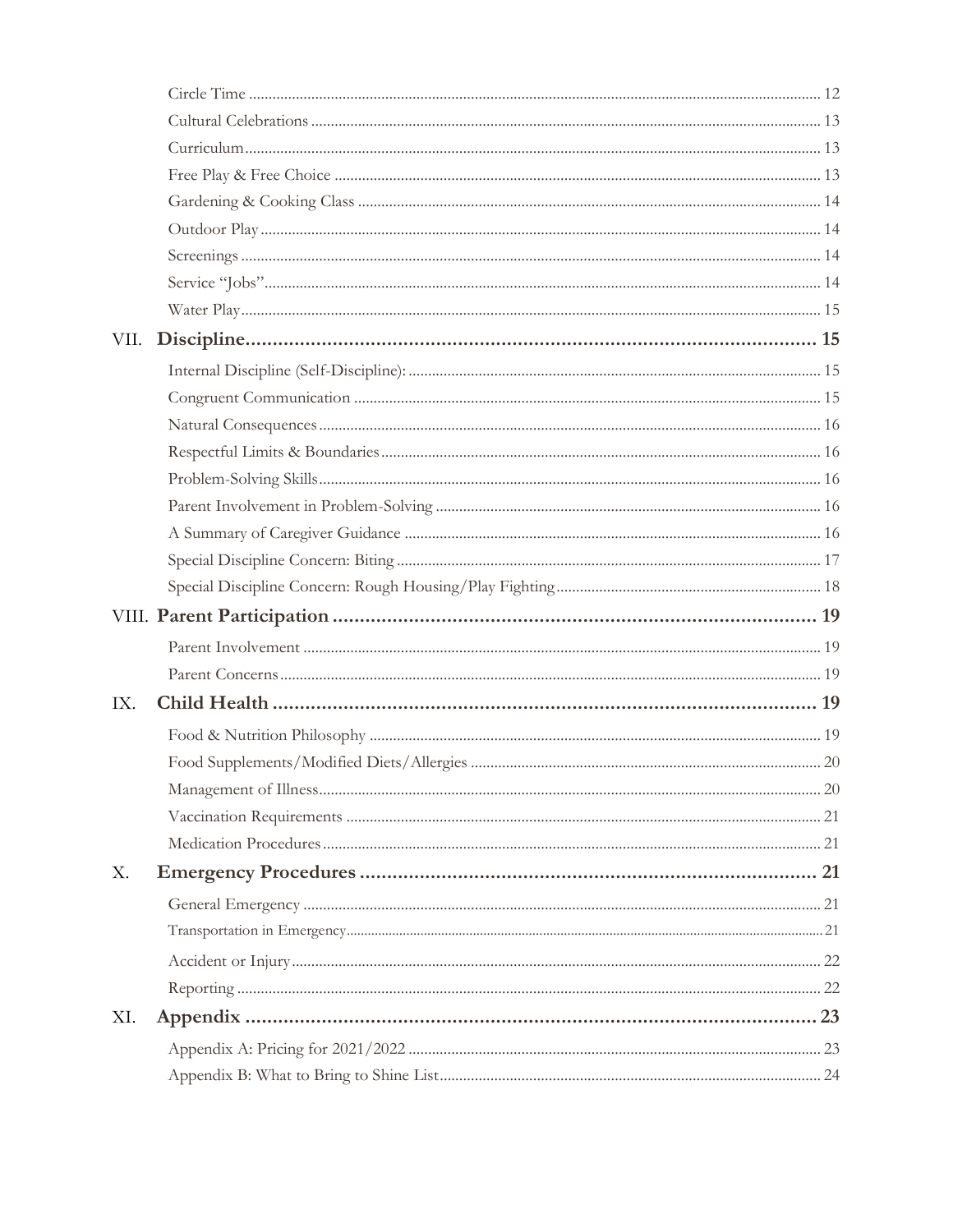- Circle Time ..... 12
- Cultural Celebrations ..... 13
- Curriculum ..... 13
- Free Play & Free Choice ..... 13
- Gardening & Cooking Class ..... 14
- Outdoor Play ..... 14
- Screenings ..... 14
- Service "Jobs" ..... 14
- Water Play ..... 15

**VII. Discipline ..... 15**

- Internal Discipline (Self-Discipline): ..... 15
- Congruent Communication ..... 15
- Natural Consequences ..... 16
- Respectful Limits & Boundaries ..... 16
- Problem-Solving Skills ..... 16
- Parent Involvement in Problem-Solving ..... 16
- A Summary of Caregiver Guidance ..... 16
- Special Discipline Concern: Biting ..... 17
- Special Discipline Concern: Rough Housing/Play Fighting ..... 18

**VIII. Parent Participation ..... 19**

- Parent Involvement ..... 19
- Parent Concerns ..... 19

**IX. Child Health ..... 19**

- Food & Nutrition Philosophy ..... 19
- Food Supplements/Modified Diets/Allergies ..... 20
- Management of Illness ..... 20
- Vaccination Requirements ..... 21
- Medication Procedures ..... 21

**X. Emergency Procedures ..... 21**

- General Emergency ..... 21
- Transportation in Emergency ..... 21
- Accident or Injury ..... 22
- Reporting ..... 22

**XI. Appendix ..... 23**

- Appendix A: Pricing for 2021/2022 ..... 23
- Appendix B: What to Bring to Shine List ..... 24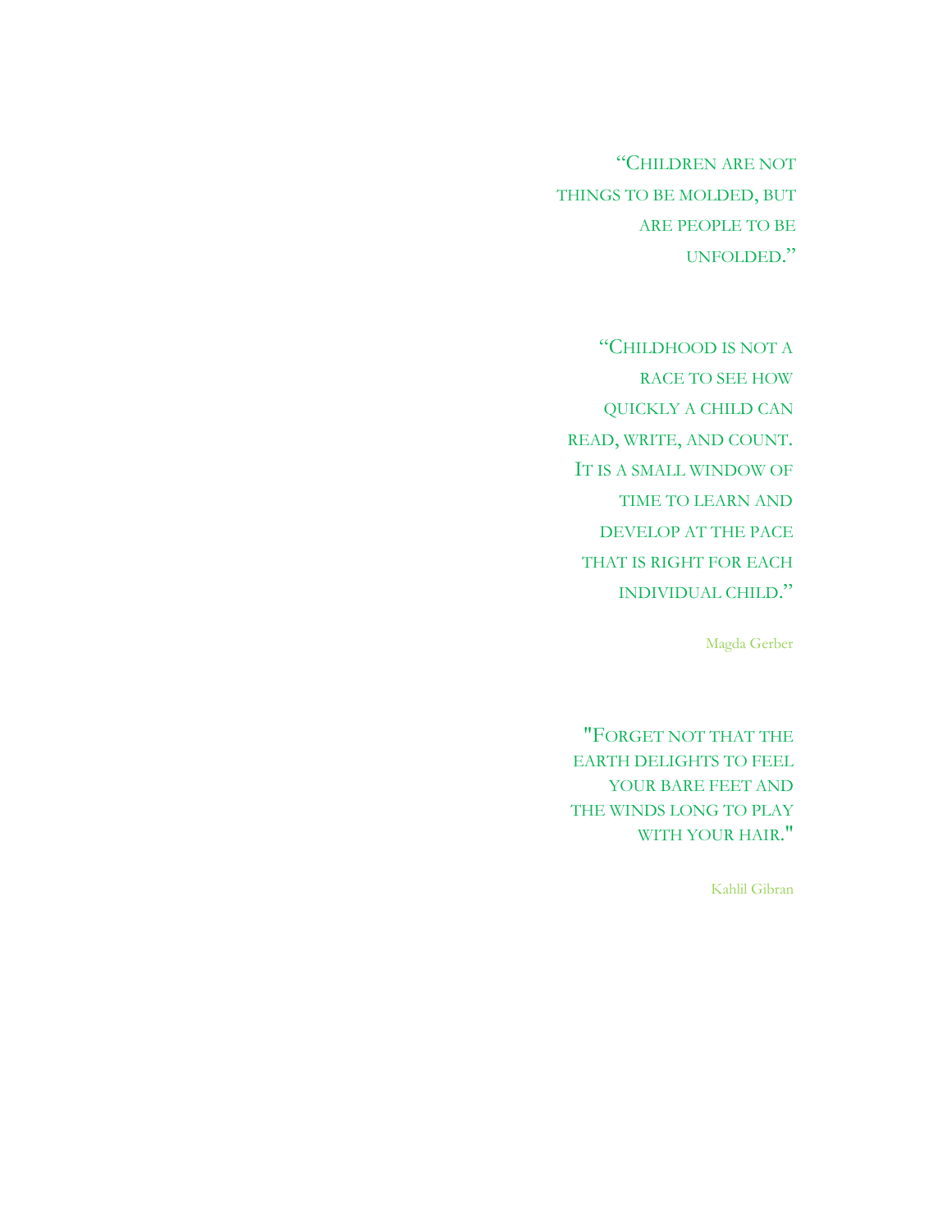"Children are not things to be molded, but are people to be unfolded."

"Childhood is not a race to see how quickly a child can read, write, and count. It is a small window of time to learn and develop at the pace that is right for each individual child."

Magda Gerber

"Forget not that the earth delights to feel your bare feet and the winds long to play with your hair."

Kahlil Gibran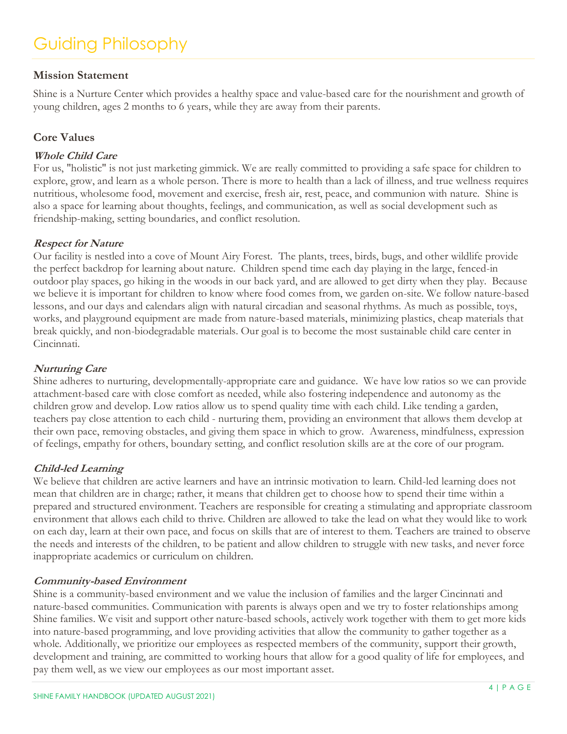# Guiding Philosophy

## Mission Statement

Shine is a Nurture Center which provides a healthy space and value-based care for the nourishment and growth of young children, ages 2 months to 6 years, while they are away from their parents.

## Core Values

### *Whole Child Care*

For us, "holistic" is not just marketing gimmick. We are really committed to providing a safe space for children to explore, grow, and learn as a whole person. There is more to health than a lack of illness, and true wellness requires nutritious, wholesome food, movement and exercise, fresh air, rest, peace, and communion with nature. Shine is also a space for learning about thoughts, feelings, and communication, as well as social development such as friendship-making, setting boundaries, and conflict resolution.

### *Respect for Nature*

Our facility is nestled into a cove of Mount Airy Forest. The plants, trees, birds, bugs, and other wildlife provide the perfect backdrop for learning about nature. Children spend time each day playing in the large, fenced-in outdoor play spaces, go hiking in the woods in our back yard, and are allowed to get dirty when they play. Because we believe it is important for children to know where food comes from, we garden on-site. We follow nature-based lessons, and our days and calendars align with natural circadian and seasonal rhythms. As much as possible, toys, works, and playground equipment are made from nature-based materials, minimizing plastics, cheap materials that break quickly, and non-biodegradable materials. Our goal is to become the most sustainable child care center in Cincinnati.

### *Nurturing Care*

Shine adheres to nurturing, developmentally-appropriate care and guidance. We have low ratios so we can provide attachment-based care with close comfort as needed, while also fostering independence and autonomy as the children grow and develop. Low ratios allow us to spend quality time with each child. Like tending a garden, teachers pay close attention to each child - nurturing them, providing an environment that allows them develop at their own pace, removing obstacles, and giving them space in which to grow. Awareness, mindfulness, expression of feelings, empathy for others, boundary setting, and conflict resolution skills are at the core of our program.

### *Child-led Learning*

We believe that children are active learners and have an intrinsic motivation to learn. Child-led learning does not mean that children are in charge; rather, it means that children get to choose how to spend their time within a prepared and structured environment. Teachers are responsible for creating a stimulating and appropriate classroom environment that allows each child to thrive. Children are allowed to take the lead on what they would like to work on each day, learn at their own pace, and focus on skills that are of interest to them. Teachers are trained to observe the needs and interests of the children, to be patient and allow children to struggle with new tasks, and never force inappropriate academics or curriculum on children.

### *Community-based Environment*

Shine is a community-based environment and we value the inclusion of families and the larger Cincinnati and nature-based communities. Communication with parents is always open and we try to foster relationships among Shine families. We visit and support other nature-based schools, actively work together with them to get more kids into nature-based programming, and love providing activities that allow the community to gather together as a whole. Additionally, we prioritize our employees as respected members of the community, support their growth, development and training, are committed to working hours that allow for a good quality of life for employees, and pay them well, as we view our employees as our most important asset.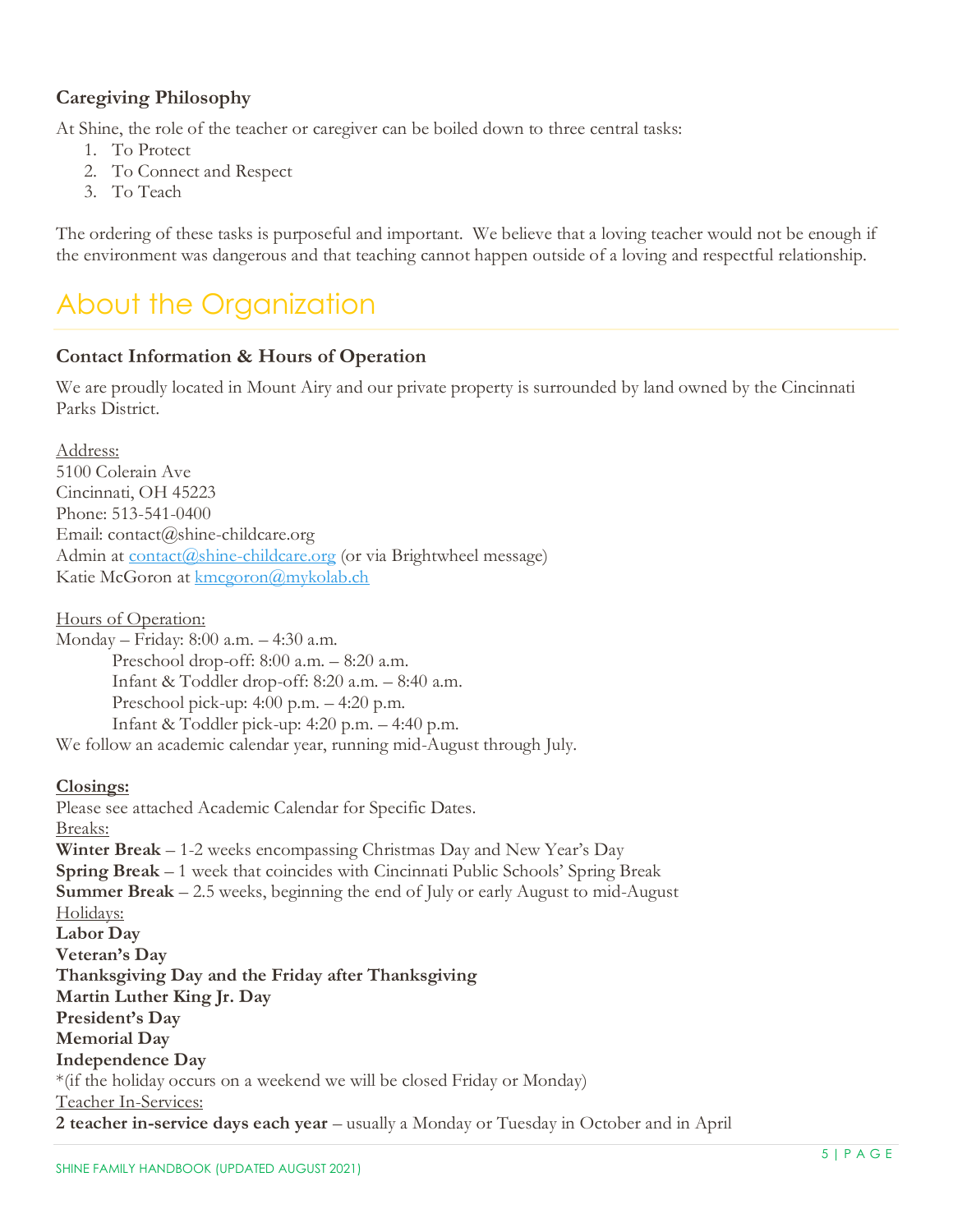### Caregiving Philosophy

At Shine, the role of the teacher or caregiver can be boiled down to three central tasks:

1. To Protect
2. To Connect and Respect
3. To Teach

The ordering of these tasks is purposeful and important. We believe that a loving teacher would not be enough if the environment was dangerous and that teaching cannot happen outside of a loving and respectful relationship.

## About the Organization

### Contact Information & Hours of Operation

We are proudly located in Mount Airy and our private property is surrounded by land owned by the Cincinnati Parks District.

Address:
5100 Colerain Ave
Cincinnati, OH 45223
Phone: 513-541-0400
Email: contact@shine-childcare.org
Admin at contact@shine-childcare.org (or via Brightwheel message)
Katie McGoron at kmcgoron@mykolab.ch

Hours of Operation:
Monday – Friday: 8:00 a.m. – 4:30 a.m.

- Preschool drop-off: 8:00 a.m. – 8:20 a.m.
- Infant & Toddler drop-off: 8:20 a.m. – 8:40 a.m.
- Preschool pick-up: 4:00 p.m. – 4:20 p.m.
- Infant & Toddler pick-up: 4:20 p.m. – 4:40 p.m.

We follow an academic calendar year, running mid-August through July.

**Closings:**
Please see attached Academic Calendar for Specific Dates.

Breaks:
**Winter Break** – 1-2 weeks encompassing Christmas Day and New Year's Day
**Spring Break** – 1 week that coincides with Cincinnati Public Schools' Spring Break
**Summer Break** – 2.5 weeks, beginning the end of July or early August to mid-August

Holidays:
**Labor Day**
**Veteran's Day**
**Thanksgiving Day and the Friday after Thanksgiving**
**Martin Luther King Jr. Day**
**President's Day**
**Memorial Day**
**Independence Day**
*(if the holiday occurs on a weekend we will be closed Friday or Monday)

Teacher In-Services:
**2 teacher in-service days each year** – usually a Monday or Tuesday in October and in April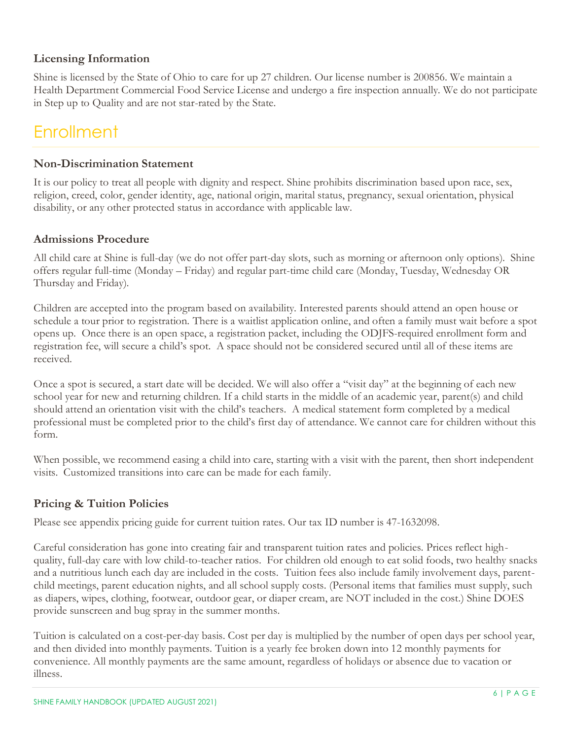### Licensing Information

Shine is licensed by the State of Ohio to care for up 27 children. Our license number is 200856. We maintain a Health Department Commercial Food Service License and undergo a fire inspection annually. We do not participate in Step up to Quality and are not star-rated by the State.

## Enrollment

### Non-Discrimination Statement

It is our policy to treat all people with dignity and respect. Shine prohibits discrimination based upon race, sex, religion, creed, color, gender identity, age, national origin, marital status, pregnancy, sexual orientation, physical disability, or any other protected status in accordance with applicable law.

### Admissions Procedure

All child care at Shine is full-day (we do not offer part-day slots, such as morning or afternoon only options). Shine offers regular full-time (Monday – Friday) and regular part-time child care (Monday, Tuesday, Wednesday OR Thursday and Friday).

Children are accepted into the program based on availability. Interested parents should attend an open house or schedule a tour prior to registration. There is a waitlist application online, and often a family must wait before a spot opens up. Once there is an open space, a registration packet, including the ODJFS-required enrollment form and registration fee, will secure a child's spot. A space should not be considered secured until all of these items are received.

Once a spot is secured, a start date will be decided. We will also offer a "visit day" at the beginning of each new school year for new and returning children. If a child starts in the middle of an academic year, parent(s) and child should attend an orientation visit with the child's teachers. A medical statement form completed by a medical professional must be completed prior to the child's first day of attendance. We cannot care for children without this form.

When possible, we recommend easing a child into care, starting with a visit with the parent, then short independent visits. Customized transitions into care can be made for each family.

### Pricing & Tuition Policies

Please see appendix pricing guide for current tuition rates. Our tax ID number is 47-1632098.

Careful consideration has gone into creating fair and transparent tuition rates and policies. Prices reflect high-quality, full-day care with low child-to-teacher ratios. For children old enough to eat solid foods, two healthy snacks and a nutritious lunch each day are included in the costs. Tuition fees also include family involvement days, parent-child meetings, parent education nights, and all school supply costs. (Personal items that families must supply, such as diapers, wipes, clothing, footwear, outdoor gear, or diaper cream, are NOT included in the cost.) Shine DOES provide sunscreen and bug spray in the summer months.

Tuition is calculated on a cost-per-day basis. Cost per day is multiplied by the number of open days per school year, and then divided into monthly payments. Tuition is a yearly fee broken down into 12 monthly payments for convenience. All monthly payments are the same amount, regardless of holidays or absence due to vacation or illness.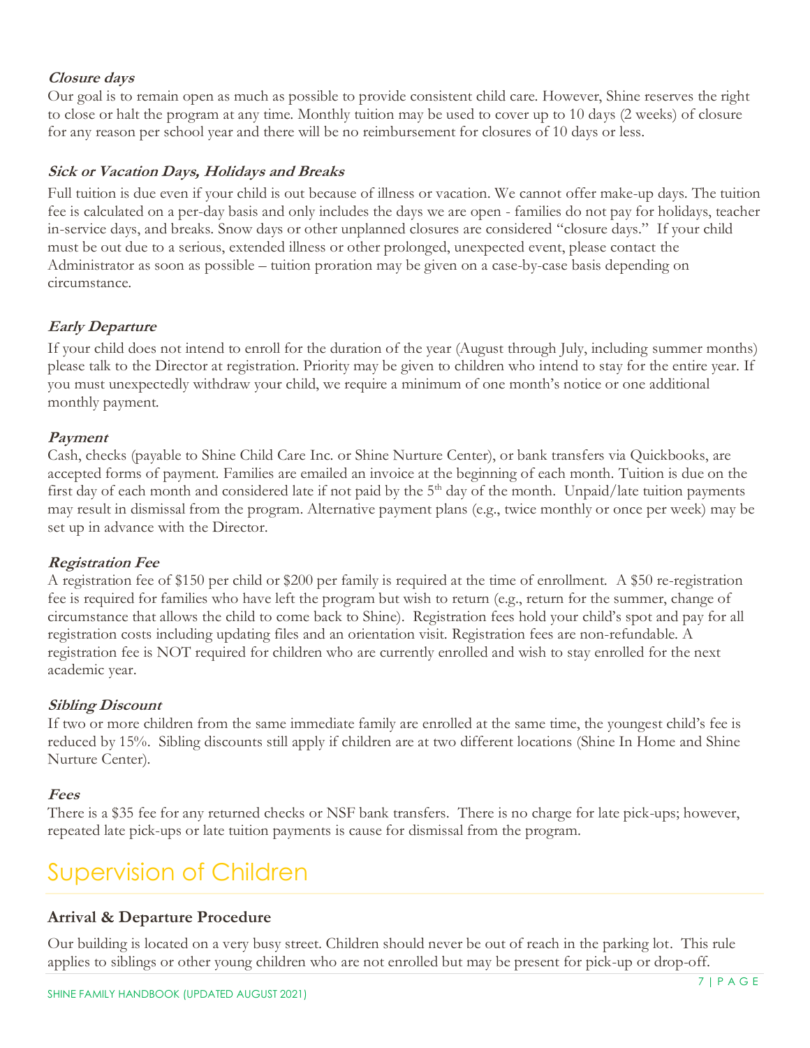***Closure days***

Our goal is to remain open as much as possible to provide consistent child care. However, Shine reserves the right to close or halt the program at any time. Monthly tuition may be used to cover up to 10 days (2 weeks) of closure for any reason per school year and there will be no reimbursement for closures of 10 days or less.

***Sick or Vacation Days, Holidays and Breaks***

Full tuition is due even if your child is out because of illness or vacation. We cannot offer make-up days. The tuition fee is calculated on a per-day basis and only includes the days we are open - families do not pay for holidays, teacher in-service days, and breaks. Snow days or other unplanned closures are considered "closure days." If your child must be out due to a serious, extended illness or other prolonged, unexpected event, please contact the Administrator as soon as possible – tuition proration may be given on a case-by-case basis depending on circumstance.

***Early Departure***

If your child does not intend to enroll for the duration of the year (August through July, including summer months) please talk to the Director at registration. Priority may be given to children who intend to stay for the entire year. If you must unexpectedly withdraw your child, we require a minimum of one month's notice or one additional monthly payment.

***Payment***

Cash, checks (payable to Shine Child Care Inc. or Shine Nurture Center), or bank transfers via Quickbooks, are accepted forms of payment. Families are emailed an invoice at the beginning of each month. Tuition is due on the first day of each month and considered late if not paid by the 5th day of the month. Unpaid/late tuition payments may result in dismissal from the program. Alternative payment plans (e.g., twice monthly or once per week) may be set up in advance with the Director.

***Registration Fee***

A registration fee of $150 per child or $200 per family is required at the time of enrollment. A $50 re-registration fee is required for families who have left the program but wish to return (e.g., return for the summer, change of circumstance that allows the child to come back to Shine). Registration fees hold your child's spot and pay for all registration costs including updating files and an orientation visit. Registration fees are non-refundable. A registration fee is NOT required for children who are currently enrolled and wish to stay enrolled for the next academic year.

***Sibling Discount***

If two or more children from the same immediate family are enrolled at the same time, the youngest child's fee is reduced by 15%. Sibling discounts still apply if children are at two different locations (Shine In Home and Shine Nurture Center).

***Fees***

There is a $35 fee for any returned checks or NSF bank transfers. There is no charge for late pick-ups; however, repeated late pick-ups or late tuition payments is cause for dismissal from the program.

# Supervision of Children

## Arrival & Departure Procedure

Our building is located on a very busy street. Children should never be out of reach in the parking lot. This rule applies to siblings or other young children who are not enrolled but may be present for pick-up or drop-off.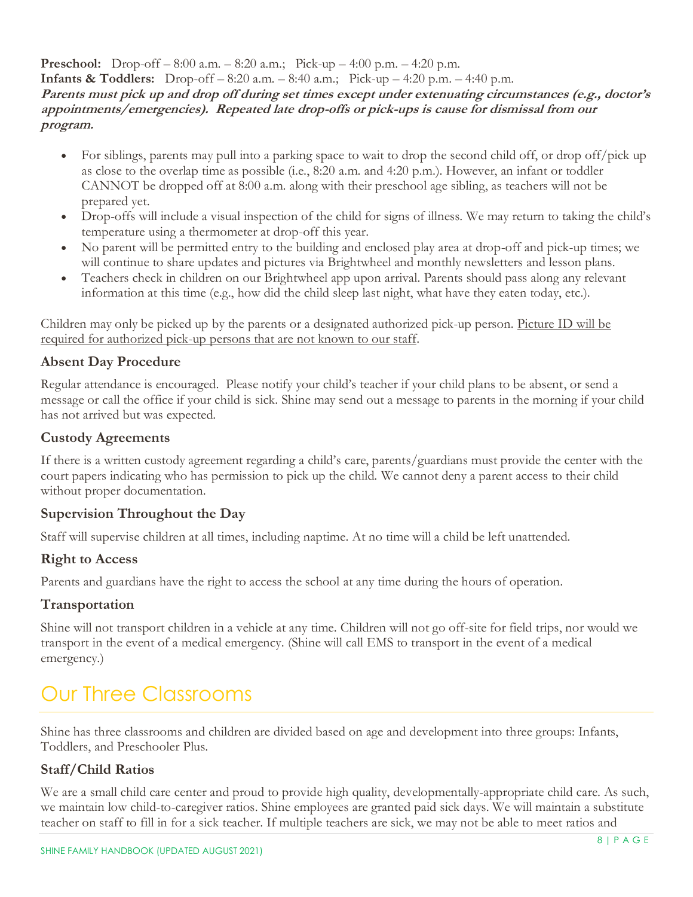**Preschool:** Drop-off – 8:00 a.m. – 8:20 a.m.; Pick-up – 4:00 p.m. – 4:20 p.m.
**Infants & Toddlers:** Drop-off – 8:20 a.m. – 8:40 a.m.; Pick-up – 4:20 p.m. – 4:40 p.m.
***Parents must pick up and drop off during set times except under extenuating circumstances (e.g., doctor's appointments/emergencies). Repeated late drop-offs or pick-ups is cause for dismissal from our program.***

- For siblings, parents may pull into a parking space to wait to drop the second child off, or drop off/pick up as close to the overlap time as possible (i.e., 8:20 a.m. and 4:20 p.m.). However, an infant or toddler CANNOT be dropped off at 8:00 a.m. along with their preschool age sibling, as teachers will not be prepared yet.
- Drop-offs will include a visual inspection of the child for signs of illness. We may return to taking the child's temperature using a thermometer at drop-off this year.
- No parent will be permitted entry to the building and enclosed play area at drop-off and pick-up times; we will continue to share updates and pictures via Brightwheel and monthly newsletters and lesson plans.
- Teachers check in children on our Brightwheel app upon arrival. Parents should pass along any relevant information at this time (e.g., how did the child sleep last night, what have they eaten today, etc.).

Children may only be picked up by the parents or a designated authorized pick-up person. Picture ID will be required for authorized pick-up persons that are not known to our staff.

### Absent Day Procedure

Regular attendance is encouraged. Please notify your child's teacher if your child plans to be absent, or send a message or call the office if your child is sick. Shine may send out a message to parents in the morning if your child has not arrived but was expected.

### Custody Agreements

If there is a written custody agreement regarding a child's care, parents/guardians must provide the center with the court papers indicating who has permission to pick up the child. We cannot deny a parent access to their child without proper documentation.

### Supervision Throughout the Day

Staff will supervise children at all times, including naptime. At no time will a child be left unattended.

### Right to Access

Parents and guardians have the right to access the school at any time during the hours of operation.

### Transportation

Shine will not transport children in a vehicle at any time. Children will not go off-site for field trips, nor would we transport in the event of a medical emergency. (Shine will call EMS to transport in the event of a medical emergency.)

## Our Three Classrooms

Shine has three classrooms and children are divided based on age and development into three groups: Infants, Toddlers, and Preschooler Plus.

### Staff/Child Ratios

We are a small child care center and proud to provide high quality, developmentally-appropriate child care. As such, we maintain low child-to-caregiver ratios. Shine employees are granted paid sick days. We will maintain a substitute teacher on staff to fill in for a sick teacher. If multiple teachers are sick, we may not be able to meet ratios and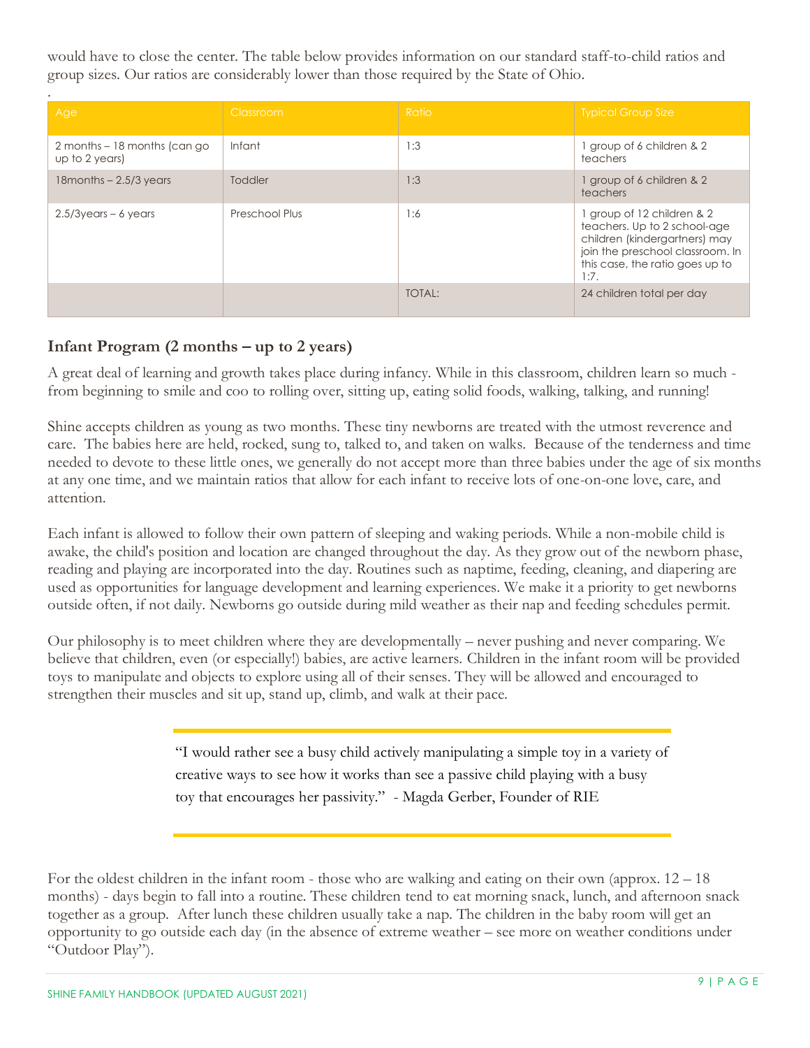would have to close the center. The table below provides information on our standard staff-to-child ratios and group sizes. Our ratios are considerably lower than those required by the State of Ohio.

| Age | Classroom | Ratio | Typical Group Size |
|---|---|---|---|
| 2 months – 18 months (can go up to 2 years) | Infant | 1:3 | 1 group of 6 children & 2 teachers |
| 18months – 2.5/3 years | Toddler | 1:3 | 1 group of 6 children & 2 teachers |
| 2.5/3years – 6 years | Preschool Plus | 1:6 | 1 group of 12 children & 2 teachers. Up to 2 school-age children (kindergartners) may join the preschool classroom. In this case, the ratio goes up to 1:7. |
| | | TOTAL: | 24 children total per day |

## Infant Program (2 months – up to 2 years)

A great deal of learning and growth takes place during infancy. While in this classroom, children learn so much - from beginning to smile and coo to rolling over, sitting up, eating solid foods, walking, talking, and running!

Shine accepts children as young as two months. These tiny newborns are treated with the utmost reverence and care. The babies here are held, rocked, sung to, talked to, and taken on walks. Because of the tenderness and time needed to devote to these little ones, we generally do not accept more than three babies under the age of six months at any one time, and we maintain ratios that allow for each infant to receive lots of one-on-one love, care, and attention.

Each infant is allowed to follow their own pattern of sleeping and waking periods. While a non-mobile child is awake, the child's position and location are changed throughout the day. As they grow out of the newborn phase, reading and playing are incorporated into the day. Routines such as naptime, feeding, cleaning, and diapering are used as opportunities for language development and learning experiences. We make it a priority to get newborns outside often, if not daily. Newborns go outside during mild weather as their nap and feeding schedules permit.

Our philosophy is to meet children where they are developmentally – never pushing and never comparing. We believe that children, even (or especially!) babies, are active learners. Children in the infant room will be provided toys to manipulate and objects to explore using all of their senses. They will be allowed and encouraged to strengthen their muscles and sit up, stand up, climb, and walk at their pace.

> "I would rather see a busy child actively manipulating a simple toy in a variety of creative ways to see how it works than see a passive child playing with a busy toy that encourages her passivity." - Magda Gerber, Founder of RIE

For the oldest children in the infant room - those who are walking and eating on their own (approx. 12 – 18 months) - days begin to fall into a routine. These children tend to eat morning snack, lunch, and afternoon snack together as a group. After lunch these children usually take a nap. The children in the baby room will get an opportunity to go outside each day (in the absence of extreme weather – see more on weather conditions under "Outdoor Play").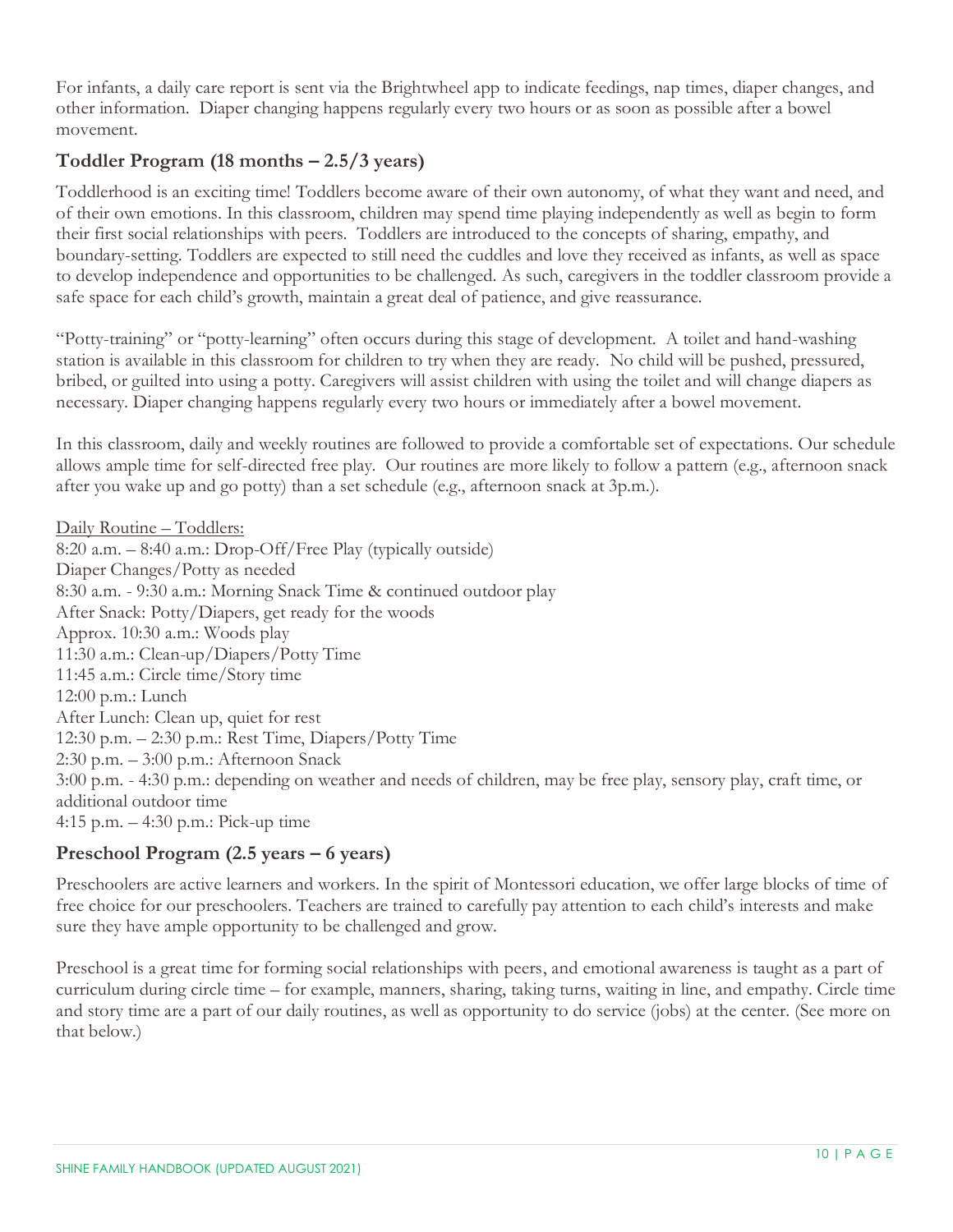For infants, a daily care report is sent via the Brightwheel app to indicate feedings, nap times, diaper changes, and other information. Diaper changing happens regularly every two hours or as soon as possible after a bowel movement.

### Toddler Program (18 months – 2.5/3 years)

Toddlerhood is an exciting time! Toddlers become aware of their own autonomy, of what they want and need, and of their own emotions. In this classroom, children may spend time playing independently as well as begin to form their first social relationships with peers. Toddlers are introduced to the concepts of sharing, empathy, and boundary-setting. Toddlers are expected to still need the cuddles and love they received as infants, as well as space to develop independence and opportunities to be challenged. As such, caregivers in the toddler classroom provide a safe space for each child's growth, maintain a great deal of patience, and give reassurance.

"Potty-training" or "potty-learning" often occurs during this stage of development. A toilet and hand-washing station is available in this classroom for children to try when they are ready. No child will be pushed, pressured, bribed, or guilted into using a potty. Caregivers will assist children with using the toilet and will change diapers as necessary. Diaper changing happens regularly every two hours or immediately after a bowel movement.

In this classroom, daily and weekly routines are followed to provide a comfortable set of expectations. Our schedule allows ample time for self-directed free play. Our routines are more likely to follow a pattern (e.g., afternoon snack after you wake up and go potty) than a set schedule (e.g., afternoon snack at 3p.m.).

<u>Daily Routine – Toddlers:</u>
8:20 a.m. – 8:40 a.m.: Drop-Off/Free Play (typically outside)
Diaper Changes/Potty as needed
8:30 a.m. - 9:30 a.m.: Morning Snack Time & continued outdoor play
After Snack: Potty/Diapers, get ready for the woods
Approx. 10:30 a.m.: Woods play
11:30 a.m.: Clean-up/Diapers/Potty Time
11:45 a.m.: Circle time/Story time
12:00 p.m.: Lunch
After Lunch: Clean up, quiet for rest
12:30 p.m. – 2:30 p.m.: Rest Time, Diapers/Potty Time
2:30 p.m. – 3:00 p.m.: Afternoon Snack
3:00 p.m. - 4:30 p.m.: depending on weather and needs of children, may be free play, sensory play, craft time, or additional outdoor time
4:15 p.m. – 4:30 p.m.: Pick-up time

### Preschool Program (2.5 years – 6 years)

Preschoolers are active learners and workers. In the spirit of Montessori education, we offer large blocks of time of free choice for our preschoolers. Teachers are trained to carefully pay attention to each child's interests and make sure they have ample opportunity to be challenged and grow.

Preschool is a great time for forming social relationships with peers, and emotional awareness is taught as a part of curriculum during circle time – for example, manners, sharing, taking turns, waiting in line, and empathy. Circle time and story time are a part of our daily routines, as well as opportunity to do service (jobs) at the center. (See more on that below.)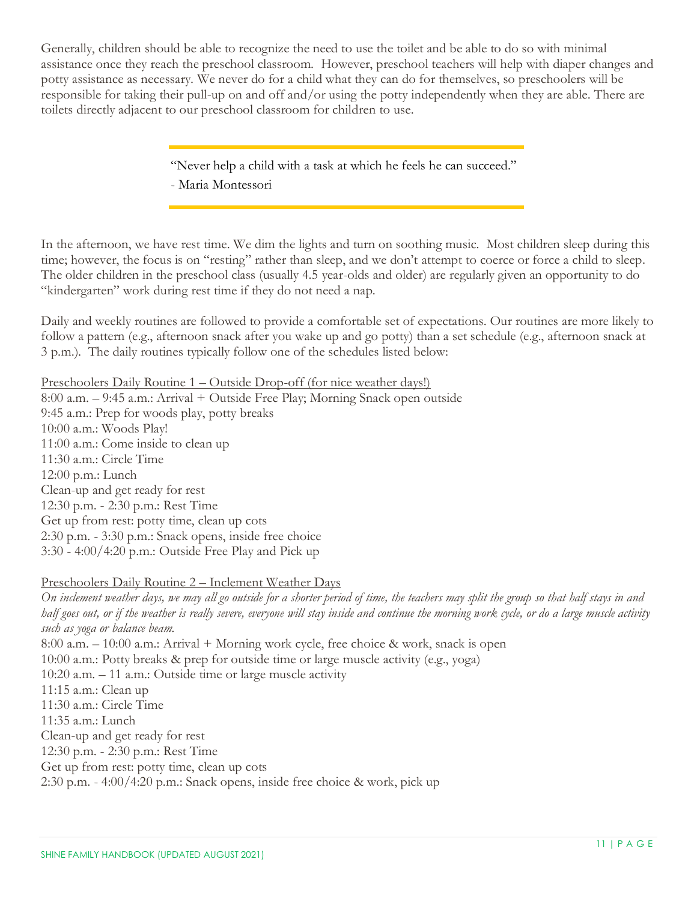Generally, children should be able to recognize the need to use the toilet and be able to do so with minimal assistance once they reach the preschool classroom. However, preschool teachers will help with diaper changes and potty assistance as necessary. We never do for a child what they can do for themselves, so preschoolers will be responsible for taking their pull-up on and off and/or using the potty independently when they are able. There are toilets directly adjacent to our preschool classroom for children to use.

> "Never help a child with a task at which he feels he can succeed."
> - Maria Montessori

In the afternoon, we have rest time. We dim the lights and turn on soothing music. Most children sleep during this time; however, the focus is on "resting" rather than sleep, and we don't attempt to coerce or force a child to sleep. The older children in the preschool class (usually 4.5 year-olds and older) are regularly given an opportunity to do "kindergarten" work during rest time if they do not need a nap.

Daily and weekly routines are followed to provide a comfortable set of expectations. Our routines are more likely to follow a pattern (e.g., afternoon snack after you wake up and go potty) than a set schedule (e.g., afternoon snack at 3 p.m.). The daily routines typically follow one of the schedules listed below:

<u>Preschoolers Daily Routine 1 – Outside Drop-off (for nice weather days!)</u>

8:00 a.m. – 9:45 a.m.: Arrival + Outside Free Play; Morning Snack open outside
9:45 a.m.: Prep for woods play, potty breaks
10:00 a.m.: Woods Play!
11:00 a.m.: Come inside to clean up
11:30 a.m.: Circle Time
12:00 p.m.: Lunch
Clean-up and get ready for rest
12:30 p.m. - 2:30 p.m.: Rest Time
Get up from rest: potty time, clean up cots
2:30 p.m. - 3:30 p.m.: Snack opens, inside free choice
3:30 - 4:00/4:20 p.m.: Outside Free Play and Pick up

<u>Preschoolers Daily Routine 2 – Inclement Weather Days</u>

*On inclement weather days, we may all go outside for a shorter period of time, the teachers may split the group so that half stays in and half goes out, or if the weather is really severe, everyone will stay inside and continue the morning work cycle, or do a large muscle activity such as yoga or balance beam.*

8:00 a.m. – 10:00 a.m.: Arrival + Morning work cycle, free choice & work, snack is open
10:00 a.m.: Potty breaks & prep for outside time or large muscle activity (e.g., yoga)
10:20 a.m. – 11 a.m.: Outside time or large muscle activity
11:15 a.m.: Clean up
11:30 a.m.: Circle Time
11:35 a.m.: Lunch
Clean-up and get ready for rest
12:30 p.m. - 2:30 p.m.: Rest Time
Get up from rest: potty time, clean up cots
2:30 p.m. - 4:00/4:20 p.m.: Snack opens, inside free choice & work, pick up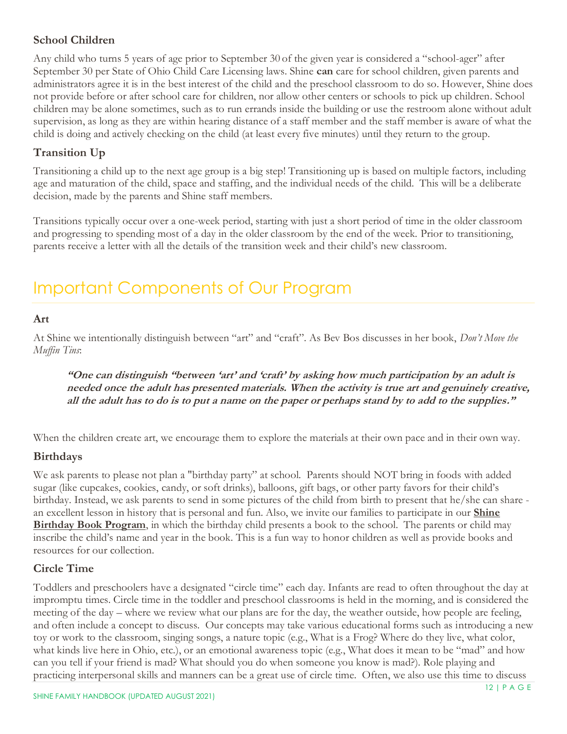### School Children

Any child who turns 5 years of age prior to September 30 of the given year is considered a "school-ager" after September 30 per State of Ohio Child Care Licensing laws. Shine **can** care for school children, given parents and administrators agree it is in the best interest of the child and the preschool classroom to do so. However, Shine does not provide before or after school care for children, nor allow other centers or schools to pick up children. School children may be alone sometimes, such as to run errands inside the building or use the restroom alone without adult supervision, as long as they are within hearing distance of a staff member and the staff member is aware of what the child is doing and actively checking on the child (at least every five minutes) until they return to the group.

### Transition Up

Transitioning a child up to the next age group is a big step! Transitioning up is based on multiple factors, including age and maturation of the child, space and staffing, and the individual needs of the child. This will be a deliberate decision, made by the parents and Shine staff members.

Transitions typically occur over a one-week period, starting with just a short period of time in the older classroom and progressing to spending most of a day in the older classroom by the end of the week. Prior to transitioning, parents receive a letter with all the details of the transition week and their child's new classroom.

## Important Components of Our Program

#### Art

At Shine we intentionally distinguish between "art" and "craft". As Bev Bos discusses in her book, *Don't Move the Muffin Tins*:

> ***"One can distinguish "between 'art' and 'craft' by asking how much participation by an adult is needed once the adult has presented materials. When the activity is true art and genuinely creative, all the adult has to do is to put a name on the paper or perhaps stand by to add to the supplies."***

When the children create art, we encourage them to explore the materials at their own pace and in their own way.

### Birthdays

We ask parents to please not plan a "birthday party" at school. Parents should NOT bring in foods with added sugar (like cupcakes, cookies, candy, or soft drinks), balloons, gift bags, or other party favors for their child's birthday. Instead, we ask parents to send in some pictures of the child from birth to present that he/she can share - an excellent lesson in history that is personal and fun. Also, we invite our families to participate in our **Shine Birthday Book Program**, in which the birthday child presents a book to the school. The parents or child may inscribe the child's name and year in the book. This is a fun way to honor children as well as provide books and resources for our collection.

### Circle Time

Toddlers and preschoolers have a designated "circle time" each day. Infants are read to often throughout the day at impromptu times. Circle time in the toddler and preschool classrooms is held in the morning, and is considered the meeting of the day – where we review what our plans are for the day, the weather outside, how people are feeling, and often include a concept to discuss. Our concepts may take various educational forms such as introducing a new toy or work to the classroom, singing songs, a nature topic (e.g., What is a Frog? Where do they live, what color, what kinds live here in Ohio, etc.), or an emotional awareness topic (e.g., What does it mean to be "mad" and how can you tell if your friend is mad? What should you do when someone you know is mad?). Role playing and practicing interpersonal skills and manners can be a great use of circle time. Often, we also use this time to discuss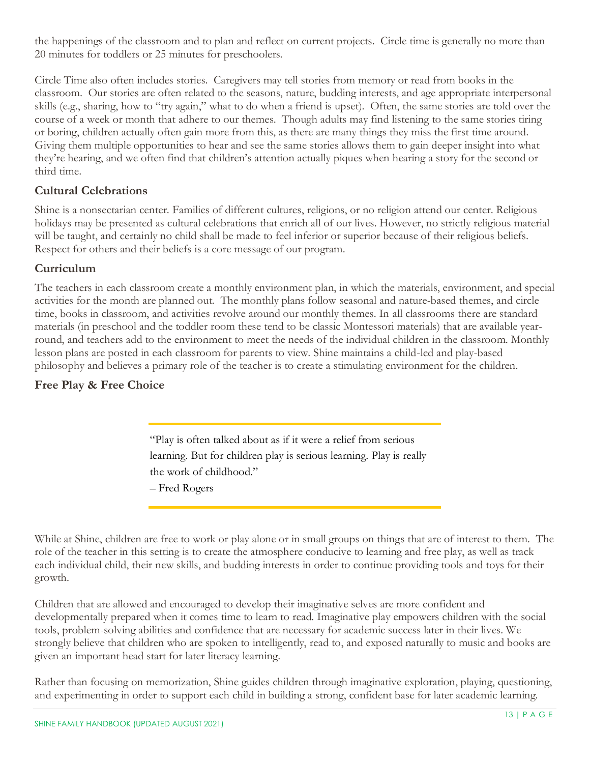the happenings of the classroom and to plan and reflect on current projects. Circle time is generally no more than 20 minutes for toddlers or 25 minutes for preschoolers.

Circle Time also often includes stories. Caregivers may tell stories from memory or read from books in the classroom. Our stories are often related to the seasons, nature, budding interests, and age appropriate interpersonal skills (e.g., sharing, how to "try again," what to do when a friend is upset). Often, the same stories are told over the course of a week or month that adhere to our themes. Though adults may find listening to the same stories tiring or boring, children actually often gain more from this, as there are many things they miss the first time around. Giving them multiple opportunities to hear and see the same stories allows them to gain deeper insight into what they're hearing, and we often find that children's attention actually piques when hearing a story for the second or third time.

### Cultural Celebrations

Shine is a nonsectarian center. Families of different cultures, religions, or no religion attend our center. Religious holidays may be presented as cultural celebrations that enrich all of our lives. However, no strictly religious material will be taught, and certainly no child shall be made to feel inferior or superior because of their religious beliefs. Respect for others and their beliefs is a core message of our program.

### Curriculum

The teachers in each classroom create a monthly environment plan, in which the materials, environment, and special activities for the month are planned out. The monthly plans follow seasonal and nature-based themes, and circle time, books in classroom, and activities revolve around our monthly themes. In all classrooms there are standard materials (in preschool and the toddler room these tend to be classic Montessori materials) that are available year-round, and teachers add to the environment to meet the needs of the individual children in the classroom. Monthly lesson plans are posted in each classroom for parents to view. Shine maintains a child-led and play-based philosophy and believes a primary role of the teacher is to create a stimulating environment for the children.

### Free Play & Free Choice

> "Play is often talked about as if it were a relief from serious learning. But for children play is serious learning. Play is really the work of childhood."
>
> – Fred Rogers

While at Shine, children are free to work or play alone or in small groups on things that are of interest to them. The role of the teacher in this setting is to create the atmosphere conducive to learning and free play, as well as track each individual child, their new skills, and budding interests in order to continue providing tools and toys for their growth.

Children that are allowed and encouraged to develop their imaginative selves are more confident and developmentally prepared when it comes time to learn to read. Imaginative play empowers children with the social tools, problem-solving abilities and confidence that are necessary for academic success later in their lives. We strongly believe that children who are spoken to intelligently, read to, and exposed naturally to music and books are given an important head start for later literacy learning.

Rather than focusing on memorization, Shine guides children through imaginative exploration, playing, questioning, and experimenting in order to support each child in building a strong, confident base for later academic learning.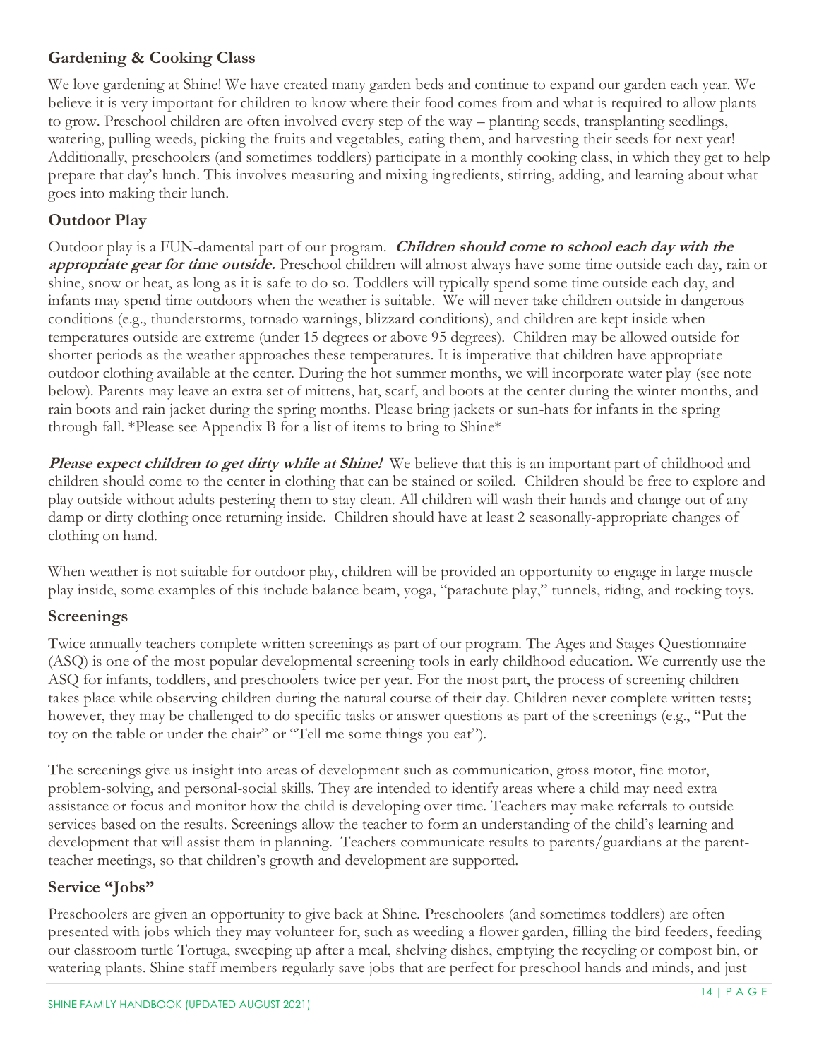### Gardening & Cooking Class

We love gardening at Shine! We have created many garden beds and continue to expand our garden each year. We believe it is very important for children to know where their food comes from and what is required to allow plants to grow. Preschool children are often involved every step of the way – planting seeds, transplanting seedlings, watering, pulling weeds, picking the fruits and vegetables, eating them, and harvesting their seeds for next year! Additionally, preschoolers (and sometimes toddlers) participate in a monthly cooking class, in which they get to help prepare that day's lunch. This involves measuring and mixing ingredients, stirring, adding, and learning about what goes into making their lunch.

### Outdoor Play

Outdoor play is a FUN-damental part of our program. ***Children should come to school each day with the appropriate gear for time outside.*** Preschool children will almost always have some time outside each day, rain or shine, snow or heat, as long as it is safe to do so. Toddlers will typically spend some time outside each day, and infants may spend time outdoors when the weather is suitable. We will never take children outside in dangerous conditions (e.g., thunderstorms, tornado warnings, blizzard conditions), and children are kept inside when temperatures outside are extreme (under 15 degrees or above 95 degrees). Children may be allowed outside for shorter periods as the weather approaches these temperatures. It is imperative that children have appropriate outdoor clothing available at the center. During the hot summer months, we will incorporate water play (see note below). Parents may leave an extra set of mittens, hat, scarf, and boots at the center during the winter months, and rain boots and rain jacket during the spring months. Please bring jackets or sun-hats for infants in the spring through fall. *Please see Appendix B for a list of items to bring to Shine*

***Please expect children to get dirty while at Shine!*** We believe that this is an important part of childhood and children should come to the center in clothing that can be stained or soiled. Children should be free to explore and play outside without adults pestering them to stay clean. All children will wash their hands and change out of any damp or dirty clothing once returning inside. Children should have at least 2 seasonally-appropriate changes of clothing on hand.

When weather is not suitable for outdoor play, children will be provided an opportunity to engage in large muscle play inside, some examples of this include balance beam, yoga, "parachute play," tunnels, riding, and rocking toys.

### Screenings

Twice annually teachers complete written screenings as part of our program. The Ages and Stages Questionnaire (ASQ) is one of the most popular developmental screening tools in early childhood education. We currently use the ASQ for infants, toddlers, and preschoolers twice per year. For the most part, the process of screening children takes place while observing children during the natural course of their day. Children never complete written tests; however, they may be challenged to do specific tasks or answer questions as part of the screenings (e.g., "Put the toy on the table or under the chair" or "Tell me some things you eat").

The screenings give us insight into areas of development such as communication, gross motor, fine motor, problem-solving, and personal-social skills. They are intended to identify areas where a child may need extra assistance or focus and monitor how the child is developing over time. Teachers may make referrals to outside services based on the results. Screenings allow the teacher to form an understanding of the child's learning and development that will assist them in planning. Teachers communicate results to parents/guardians at the parent-teacher meetings, so that children's growth and development are supported.

### Service "Jobs"

Preschoolers are given an opportunity to give back at Shine. Preschoolers (and sometimes toddlers) are often presented with jobs which they may volunteer for, such as weeding a flower garden, filling the bird feeders, feeding our classroom turtle Tortuga, sweeping up after a meal, shelving dishes, emptying the recycling or compost bin, or watering plants. Shine staff members regularly save jobs that are perfect for preschool hands and minds, and just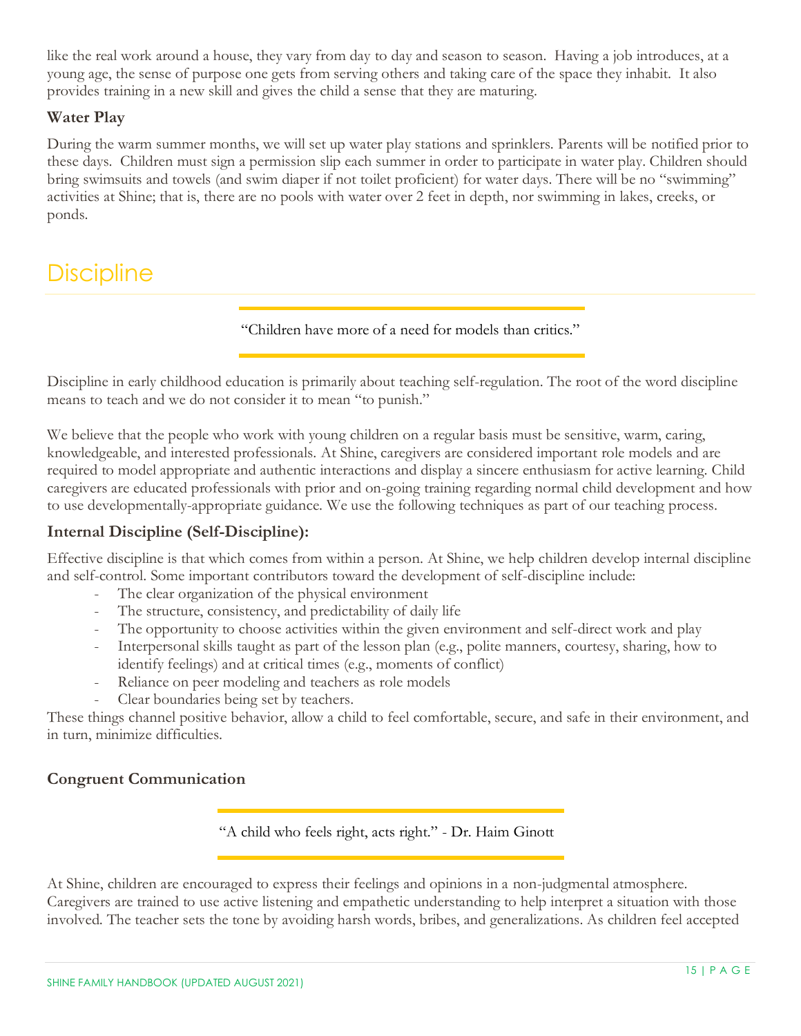like the real work around a house, they vary from day to day and season to season. Having a job introduces, at a young age, the sense of purpose one gets from serving others and taking care of the space they inhabit. It also provides training in a new skill and gives the child a sense that they are maturing.

### Water Play

During the warm summer months, we will set up water play stations and sprinklers. Parents will be notified prior to these days. Children must sign a permission slip each summer in order to participate in water play. Children should bring swimsuits and towels (and swim diaper if not toilet proficient) for water days. There will be no "swimming" activities at Shine; that is, there are no pools with water over 2 feet in depth, nor swimming in lakes, creeks, or ponds.

# Discipline

> "Children have more of a need for models than critics."

Discipline in early childhood education is primarily about teaching self-regulation. The root of the word discipline means to teach and we do not consider it to mean "to punish."

We believe that the people who work with young children on a regular basis must be sensitive, warm, caring, knowledgeable, and interested professionals. At Shine, caregivers are considered important role models and are required to model appropriate and authentic interactions and display a sincere enthusiasm for active learning. Child caregivers are educated professionals with prior and on-going training regarding normal child development and how to use developmentally-appropriate guidance. We use the following techniques as part of our teaching process.

### Internal Discipline (Self-Discipline):

Effective discipline is that which comes from within a person. At Shine, we help children develop internal discipline and self-control. Some important contributors toward the development of self-discipline include:

- The clear organization of the physical environment
- The structure, consistency, and predictability of daily life
- The opportunity to choose activities within the given environment and self-direct work and play
- Interpersonal skills taught as part of the lesson plan (e.g., polite manners, courtesy, sharing, how to identify feelings) and at critical times (e.g., moments of conflict)
- Reliance on peer modeling and teachers as role models
- Clear boundaries being set by teachers.

These things channel positive behavior, allow a child to feel comfortable, secure, and safe in their environment, and in turn, minimize difficulties.

### Congruent Communication

> "A child who feels right, acts right." - Dr. Haim Ginott

At Shine, children are encouraged to express their feelings and opinions in a non-judgmental atmosphere. Caregivers are trained to use active listening and empathetic understanding to help interpret a situation with those involved. The teacher sets the tone by avoiding harsh words, bribes, and generalizations. As children feel accepted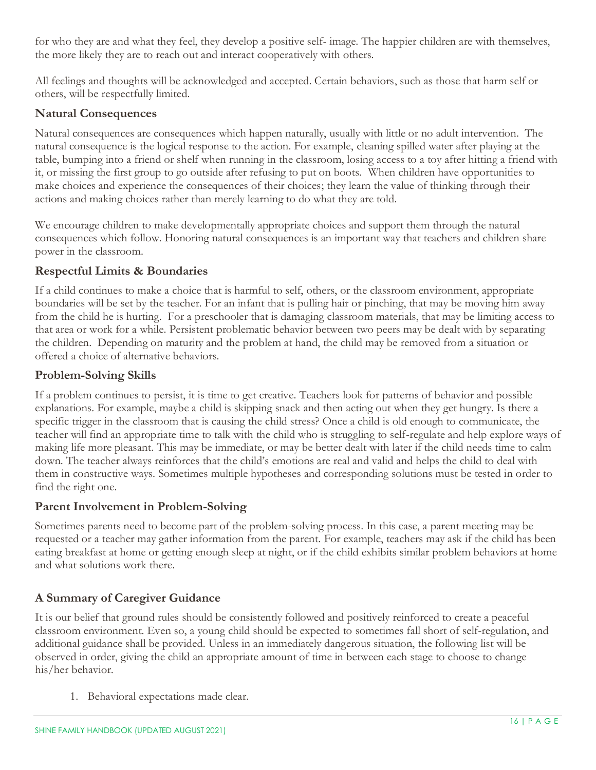for who they are and what they feel, they develop a positive self- image. The happier children are with themselves, the more likely they are to reach out and interact cooperatively with others.

All feelings and thoughts will be acknowledged and accepted. Certain behaviors, such as those that harm self or others, will be respectfully limited.

### Natural Consequences

Natural consequences are consequences which happen naturally, usually with little or no adult intervention. The natural consequence is the logical response to the action. For example, cleaning spilled water after playing at the table, bumping into a friend or shelf when running in the classroom, losing access to a toy after hitting a friend with it, or missing the first group to go outside after refusing to put on boots. When children have opportunities to make choices and experience the consequences of their choices; they learn the value of thinking through their actions and making choices rather than merely learning to do what they are told.

We encourage children to make developmentally appropriate choices and support them through the natural consequences which follow. Honoring natural consequences is an important way that teachers and children share power in the classroom.

### Respectful Limits & Boundaries

If a child continues to make a choice that is harmful to self, others, or the classroom environment, appropriate boundaries will be set by the teacher. For an infant that is pulling hair or pinching, that may be moving him away from the child he is hurting. For a preschooler that is damaging classroom materials, that may be limiting access to that area or work for a while. Persistent problematic behavior between two peers may be dealt with by separating the children. Depending on maturity and the problem at hand, the child may be removed from a situation or offered a choice of alternative behaviors.

### Problem-Solving Skills

If a problem continues to persist, it is time to get creative. Teachers look for patterns of behavior and possible explanations. For example, maybe a child is skipping snack and then acting out when they get hungry. Is there a specific trigger in the classroom that is causing the child stress? Once a child is old enough to communicate, the teacher will find an appropriate time to talk with the child who is struggling to self-regulate and help explore ways of making life more pleasant. This may be immediate, or may be better dealt with later if the child needs time to calm down. The teacher always reinforces that the child's emotions are real and valid and helps the child to deal with them in constructive ways. Sometimes multiple hypotheses and corresponding solutions must be tested in order to find the right one.

### Parent Involvement in Problem-Solving

Sometimes parents need to become part of the problem-solving process. In this case, a parent meeting may be requested or a teacher may gather information from the parent. For example, teachers may ask if the child has been eating breakfast at home or getting enough sleep at night, or if the child exhibits similar problem behaviors at home and what solutions work there.

### A Summary of Caregiver Guidance

It is our belief that ground rules should be consistently followed and positively reinforced to create a peaceful classroom environment. Even so, a young child should be expected to sometimes fall short of self-regulation, and additional guidance shall be provided. Unless in an immediately dangerous situation, the following list will be observed in order, giving the child an appropriate amount of time in between each stage to choose to change his/her behavior.

1. Behavioral expectations made clear.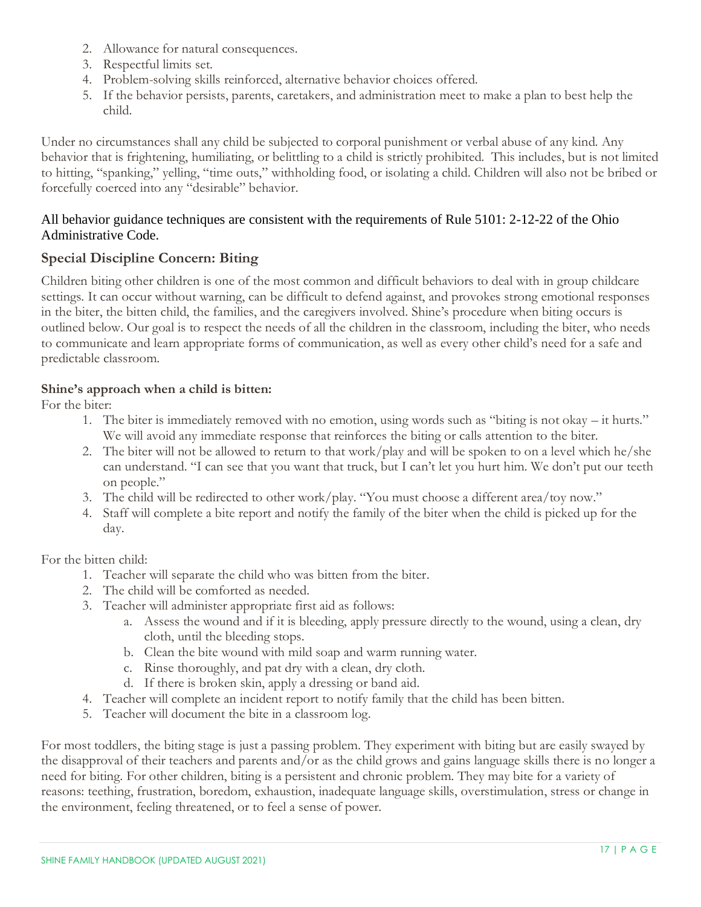2. Allowance for natural consequences.
3. Respectful limits set.
4. Problem-solving skills reinforced, alternative behavior choices offered.
5. If the behavior persists, parents, caretakers, and administration meet to make a plan to best help the child.

Under no circumstances shall any child be subjected to corporal punishment or verbal abuse of any kind. Any behavior that is frightening, humiliating, or belittling to a child is strictly prohibited. This includes, but is not limited to hitting, "spanking," yelling, "time outs," withholding food, or isolating a child. Children will also not be bribed or forcefully coerced into any "desirable" behavior.

All behavior guidance techniques are consistent with the requirements of Rule 5101: 2-12-22 of the Ohio Administrative Code.

## Special Discipline Concern: Biting

Children biting other children is one of the most common and difficult behaviors to deal with in group childcare settings. It can occur without warning, can be difficult to defend against, and provokes strong emotional responses in the biter, the bitten child, the families, and the caregivers involved. Shine's procedure when biting occurs is outlined below. Our goal is to respect the needs of all the children in the classroom, including the biter, who needs to communicate and learn appropriate forms of communication, as well as every other child's need for a safe and predictable classroom.

**Shine's approach when a child is bitten:**

For the biter:

1. The biter is immediately removed with no emotion, using words such as "biting is not okay – it hurts." We will avoid any immediate response that reinforces the biting or calls attention to the biter.
2. The biter will not be allowed to return to that work/play and will be spoken to on a level which he/she can understand. "I can see that you want that truck, but I can't let you hurt him. We don't put our teeth on people."
3. The child will be redirected to other work/play. "You must choose a different area/toy now."
4. Staff will complete a bite report and notify the family of the biter when the child is picked up for the day.

For the bitten child:

1. Teacher will separate the child who was bitten from the biter.
2. The child will be comforted as needed.
3. Teacher will administer appropriate first aid as follows:
   a. Assess the wound and if it is bleeding, apply pressure directly to the wound, using a clean, dry cloth, until the bleeding stops.
   b. Clean the bite wound with mild soap and warm running water.
   c. Rinse thoroughly, and pat dry with a clean, dry cloth.
   d. If there is broken skin, apply a dressing or band aid.
4. Teacher will complete an incident report to notify family that the child has been bitten.
5. Teacher will document the bite in a classroom log.

For most toddlers, the biting stage is just a passing problem. They experiment with biting but are easily swayed by the disapproval of their teachers and parents and/or as the child grows and gains language skills there is no longer a need for biting. For other children, biting is a persistent and chronic problem. They may bite for a variety of reasons: teething, frustration, boredom, exhaustion, inadequate language skills, overstimulation, stress or change in the environment, feeling threatened, or to feel a sense of power.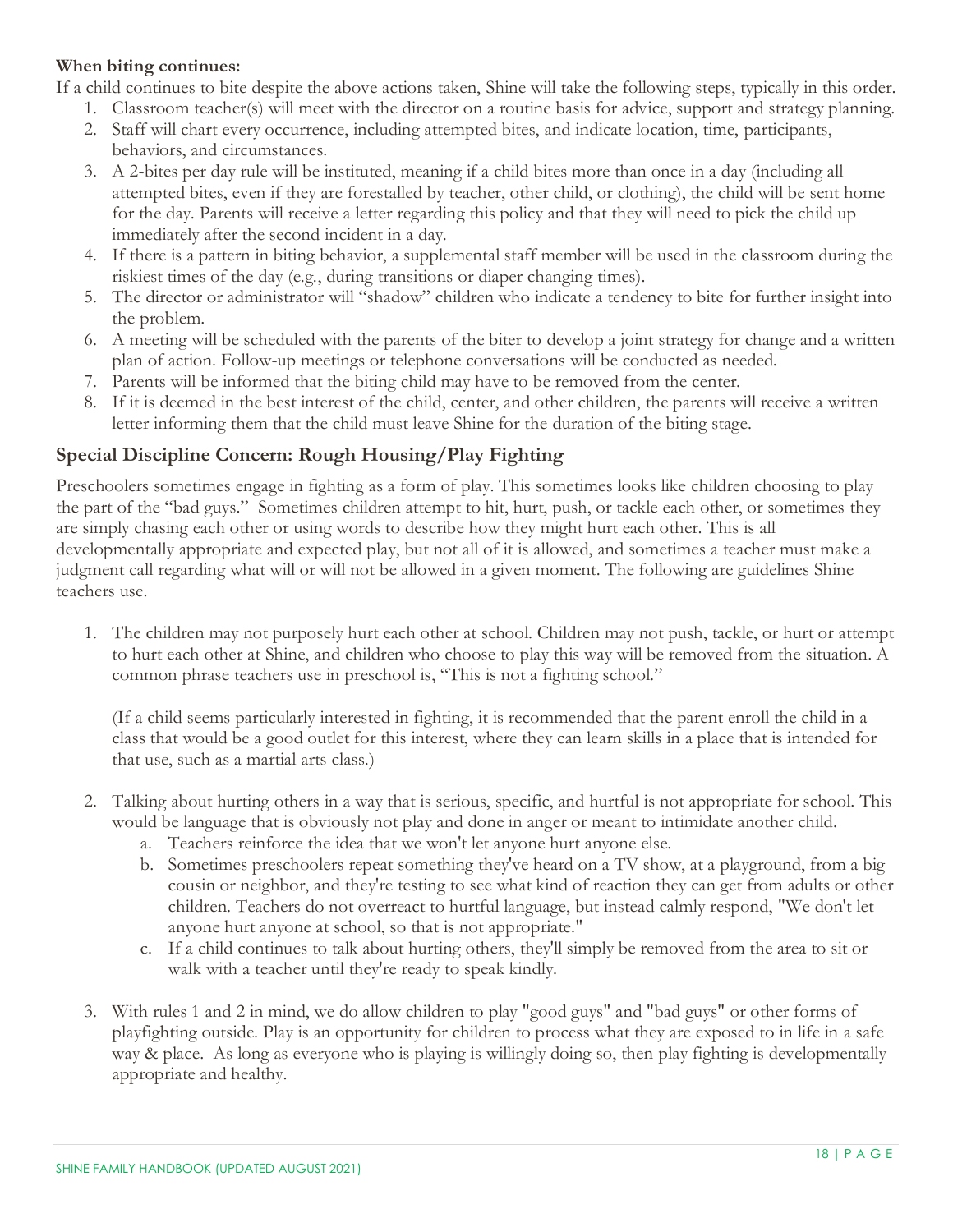**When biting continues:**

If a child continues to bite despite the above actions taken, Shine will take the following steps, typically in this order.

1. Classroom teacher(s) will meet with the director on a routine basis for advice, support and strategy planning.
2. Staff will chart every occurrence, including attempted bites, and indicate location, time, participants, behaviors, and circumstances.
3. A 2-bites per day rule will be instituted, meaning if a child bites more than once in a day (including all attempted bites, even if they are forestalled by teacher, other child, or clothing), the child will be sent home for the day. Parents will receive a letter regarding this policy and that they will need to pick the child up immediately after the second incident in a day.
4. If there is a pattern in biting behavior, a supplemental staff member will be used in the classroom during the riskiest times of the day (e.g., during transitions or diaper changing times).
5. The director or administrator will "shadow" children who indicate a tendency to bite for further insight into the problem.
6. A meeting will be scheduled with the parents of the biter to develop a joint strategy for change and a written plan of action. Follow-up meetings or telephone conversations will be conducted as needed.
7. Parents will be informed that the biting child may have to be removed from the center.
8. If it is deemed in the best interest of the child, center, and other children, the parents will receive a written letter informing them that the child must leave Shine for the duration of the biting stage.

## Special Discipline Concern: Rough Housing/Play Fighting

Preschoolers sometimes engage in fighting as a form of play. This sometimes looks like children choosing to play the part of the "bad guys." Sometimes children attempt to hit, hurt, push, or tackle each other, or sometimes they are simply chasing each other or using words to describe how they might hurt each other. This is all developmentally appropriate and expected play, but not all of it is allowed, and sometimes a teacher must make a judgment call regarding what will or will not be allowed in a given moment. The following are guidelines Shine teachers use.

1. The children may not purposely hurt each other at school. Children may not push, tackle, or hurt or attempt to hurt each other at Shine, and children who choose to play this way will be removed from the situation. A common phrase teachers use in preschool is, "This is not a fighting school."

   (If a child seems particularly interested in fighting, it is recommended that the parent enroll the child in a class that would be a good outlet for this interest, where they can learn skills in a place that is intended for that use, such as a martial arts class.)

2. Talking about hurting others in a way that is serious, specific, and hurtful is not appropriate for school. This would be language that is obviously not play and done in anger or meant to intimidate another child.
   a. Teachers reinforce the idea that we won't let anyone hurt anyone else.
   b. Sometimes preschoolers repeat something they've heard on a TV show, at a playground, from a big cousin or neighbor, and they're testing to see what kind of reaction they can get from adults or other children. Teachers do not overreact to hurtful language, but instead calmly respond, "We don't let anyone hurt anyone at school, so that is not appropriate."
   c. If a child continues to talk about hurting others, they'll simply be removed from the area to sit or walk with a teacher until they're ready to speak kindly.

3. With rules 1 and 2 in mind, we do allow children to play "good guys" and "bad guys" or other forms of playfighting outside. Play is an opportunity for children to process what they are exposed to in life in a safe way & place. As long as everyone who is playing is willingly doing so, then play fighting is developmentally appropriate and healthy.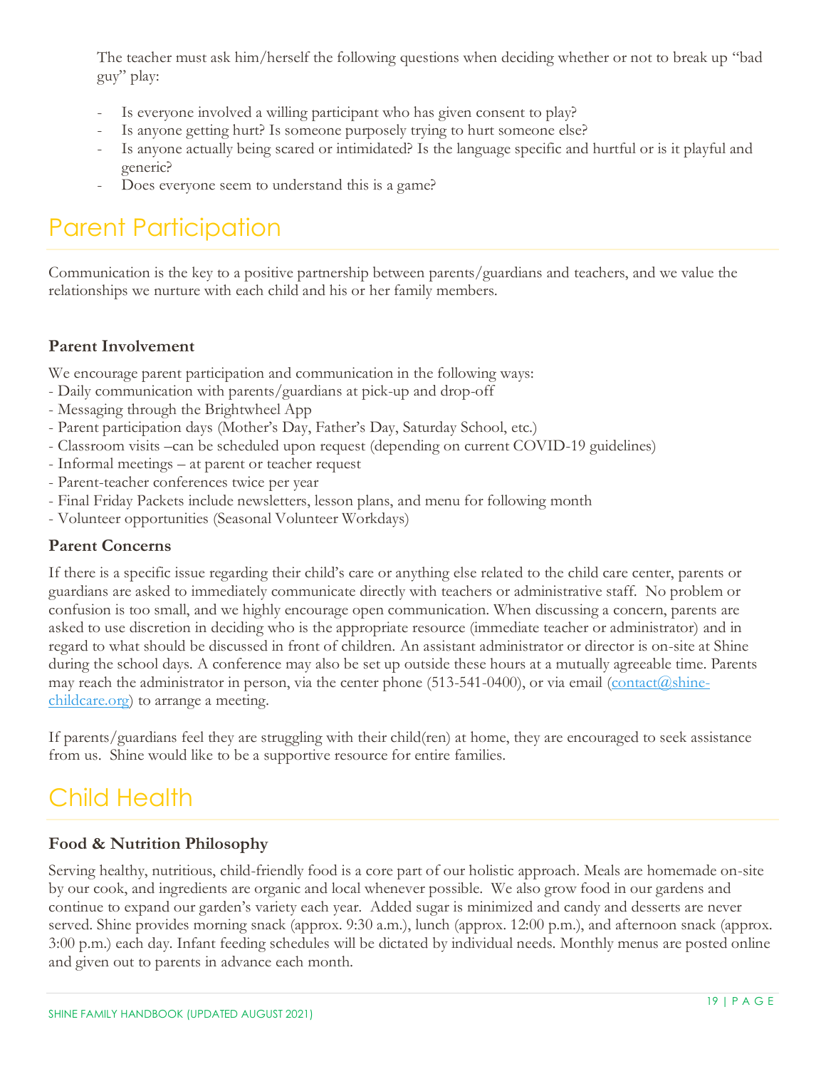The teacher must ask him/herself the following questions when deciding whether or not to break up "bad guy" play:

- Is everyone involved a willing participant who has given consent to play?
- Is anyone getting hurt? Is someone purposely trying to hurt someone else?
- Is anyone actually being scared or intimidated? Is the language specific and hurtful or is it playful and generic?
- Does everyone seem to understand this is a game?

# Parent Participation

Communication is the key to a positive partnership between parents/guardians and teachers, and we value the relationships we nurture with each child and his or her family members.

### Parent Involvement

We encourage parent participation and communication in the following ways:

- Daily communication with parents/guardians at pick-up and drop-off
- Messaging through the Brightwheel App
- Parent participation days (Mother's Day, Father's Day, Saturday School, etc.)
- Classroom visits –can be scheduled upon request (depending on current COVID-19 guidelines)
- Informal meetings – at parent or teacher request
- Parent-teacher conferences twice per year
- Final Friday Packets include newsletters, lesson plans, and menu for following month
- Volunteer opportunities (Seasonal Volunteer Workdays)

### Parent Concerns

If there is a specific issue regarding their child's care or anything else related to the child care center, parents or guardians are asked to immediately communicate directly with teachers or administrative staff. No problem or confusion is too small, and we highly encourage open communication. When discussing a concern, parents are asked to use discretion in deciding who is the appropriate resource (immediate teacher or administrator) and in regard to what should be discussed in front of children. An assistant administrator or director is on-site at Shine during the school days. A conference may also be set up outside these hours at a mutually agreeable time. Parents may reach the administrator in person, via the center phone (513-541-0400), or via email (contact@shine-childcare.org) to arrange a meeting.

If parents/guardians feel they are struggling with their child(ren) at home, they are encouraged to seek assistance from us. Shine would like to be a supportive resource for entire families.

# Child Health

### Food & Nutrition Philosophy

Serving healthy, nutritious, child-friendly food is a core part of our holistic approach. Meals are homemade on-site by our cook, and ingredients are organic and local whenever possible. We also grow food in our gardens and continue to expand our garden's variety each year. Added sugar is minimized and candy and desserts are never served. Shine provides morning snack (approx. 9:30 a.m.), lunch (approx. 12:00 p.m.), and afternoon snack (approx. 3:00 p.m.) each day. Infant feeding schedules will be dictated by individual needs. Monthly menus are posted online and given out to parents in advance each month.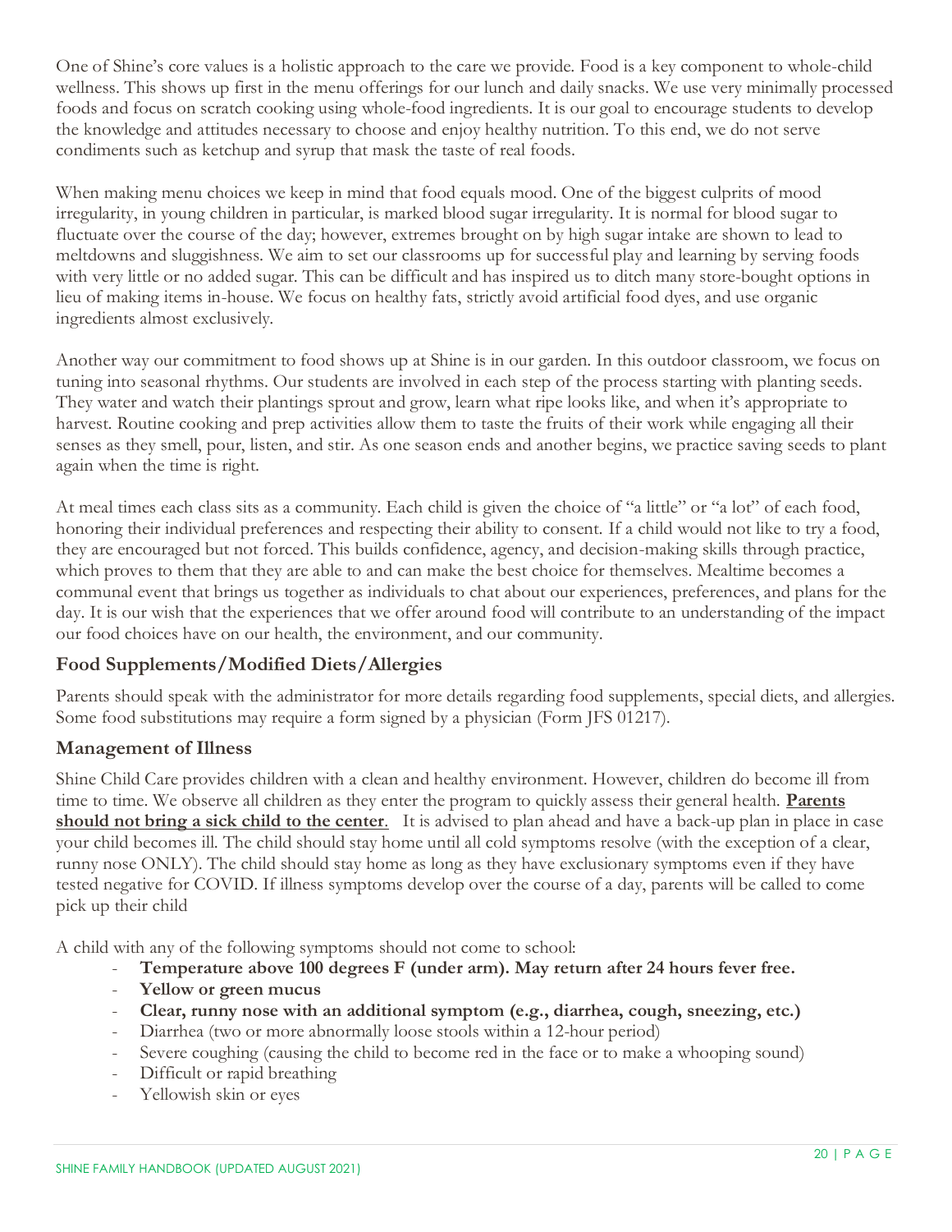One of Shine's core values is a holistic approach to the care we provide. Food is a key component to whole-child wellness. This shows up first in the menu offerings for our lunch and daily snacks. We use very minimally processed foods and focus on scratch cooking using whole-food ingredients. It is our goal to encourage students to develop the knowledge and attitudes necessary to choose and enjoy healthy nutrition. To this end, we do not serve condiments such as ketchup and syrup that mask the taste of real foods.

When making menu choices we keep in mind that food equals mood. One of the biggest culprits of mood irregularity, in young children in particular, is marked blood sugar irregularity. It is normal for blood sugar to fluctuate over the course of the day; however, extremes brought on by high sugar intake are shown to lead to meltdowns and sluggishness. We aim to set our classrooms up for successful play and learning by serving foods with very little or no added sugar. This can be difficult and has inspired us to ditch many store-bought options in lieu of making items in-house. We focus on healthy fats, strictly avoid artificial food dyes, and use organic ingredients almost exclusively.

Another way our commitment to food shows up at Shine is in our garden. In this outdoor classroom, we focus on tuning into seasonal rhythms. Our students are involved in each step of the process starting with planting seeds. They water and watch their plantings sprout and grow, learn what ripe looks like, and when it's appropriate to harvest. Routine cooking and prep activities allow them to taste the fruits of their work while engaging all their senses as they smell, pour, listen, and stir. As one season ends and another begins, we practice saving seeds to plant again when the time is right.

At meal times each class sits as a community. Each child is given the choice of "a little" or "a lot" of each food, honoring their individual preferences and respecting their ability to consent. If a child would not like to try a food, they are encouraged but not forced. This builds confidence, agency, and decision-making skills through practice, which proves to them that they are able to and can make the best choice for themselves. Mealtime becomes a communal event that brings us together as individuals to chat about our experiences, preferences, and plans for the day. It is our wish that the experiences that we offer around food will contribute to an understanding of the impact our food choices have on our health, the environment, and our community.

## Food Supplements/Modified Diets/Allergies

Parents should speak with the administrator for more details regarding food supplements, special diets, and allergies. Some food substitutions may require a form signed by a physician (Form JFS 01217).

## Management of Illness

Shine Child Care provides children with a clean and healthy environment. However, children do become ill from time to time. We observe all children as they enter the program to quickly assess their general health. <u>**Parents should not bring a sick child to the center**</u>. It is advised to plan ahead and have a back-up plan in place in case your child becomes ill. The child should stay home until all cold symptoms resolve (with the exception of a clear, runny nose ONLY). The child should stay home as long as they have exclusionary symptoms even if they have tested negative for COVID. If illness symptoms develop over the course of a day, parents will be called to come pick up their child

A child with any of the following symptoms should not come to school:

- **Temperature above 100 degrees F (under arm). May return after 24 hours fever free.**
- **Yellow or green mucus**
- **Clear, runny nose with an additional symptom (e.g., diarrhea, cough, sneezing, etc.)**
- Diarrhea (two or more abnormally loose stools within a 12-hour period)
- Severe coughing (causing the child to become red in the face or to make a whooping sound)
- Difficult or rapid breathing
- Yellowish skin or eyes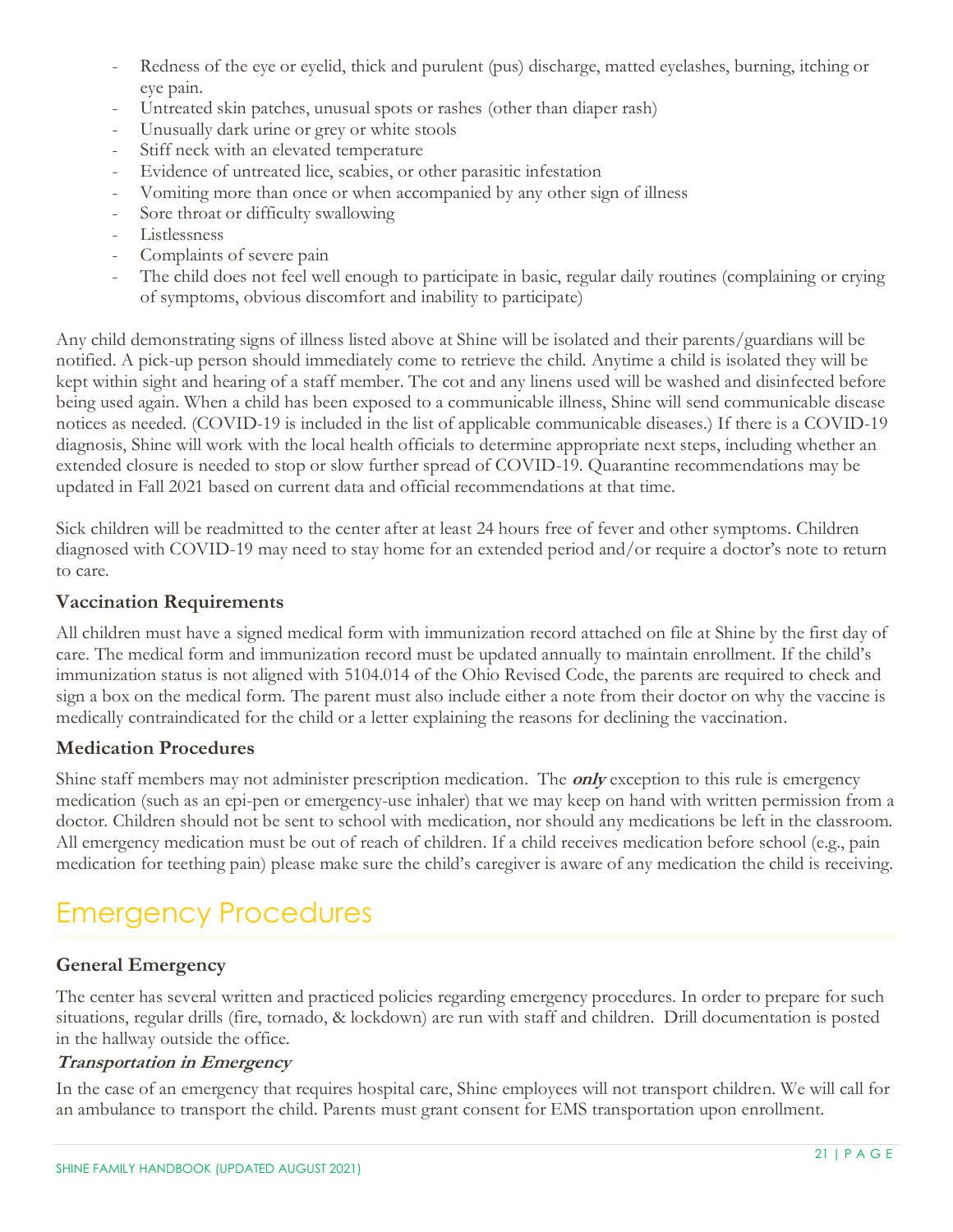- Redness of the eye or eyelid, thick and purulent (pus) discharge, matted eyelashes, burning, itching or eye pain.
- Untreated skin patches, unusual spots or rashes (other than diaper rash)
- Unusually dark urine or grey or white stools
- Stiff neck with an elevated temperature
- Evidence of untreated lice, scabies, or other parasitic infestation
- Vomiting more than once or when accompanied by any other sign of illness
- Sore throat or difficulty swallowing
- Listlessness
- Complaints of severe pain
- The child does not feel well enough to participate in basic, regular daily routines (complaining or crying of symptoms, obvious discomfort and inability to participate)

Any child demonstrating signs of illness listed above at Shine will be isolated and their parents/guardians will be notified. A pick-up person should immediately come to retrieve the child. Anytime a child is isolated they will be kept within sight and hearing of a staff member. The cot and any linens used will be washed and disinfected before being used again. When a child has been exposed to a communicable illness, Shine will send communicable disease notices as needed. (COVID-19 is included in the list of applicable communicable diseases.) If there is a COVID-19 diagnosis, Shine will work with the local health officials to determine appropriate next steps, including whether an extended closure is needed to stop or slow further spread of COVID-19. Quarantine recommendations may be updated in Fall 2021 based on current data and official recommendations at that time.

Sick children will be readmitted to the center after at least 24 hours free of fever and other symptoms. Children diagnosed with COVID-19 may need to stay home for an extended period and/or require a doctor's note to return to care.

### Vaccination Requirements

All children must have a signed medical form with immunization record attached on file at Shine by the first day of care. The medical form and immunization record must be updated annually to maintain enrollment. If the child's immunization status is not aligned with 5104.014 of the Ohio Revised Code, the parents are required to check and sign a box on the medical form. The parent must also include either a note from their doctor on why the vaccine is medically contraindicated for the child or a letter explaining the reasons for declining the vaccination.

### Medication Procedures

Shine staff members may not administer prescription medication. The ***only*** exception to this rule is emergency medication (such as an epi-pen or emergency-use inhaler) that we may keep on hand with written permission from a doctor. Children should not be sent to school with medication, nor should any medications be left in the classroom. All emergency medication must be out of reach of children. If a child receives medication before school (e.g., pain medication for teething pain) please make sure the child's caregiver is aware of any medication the child is receiving.

## Emergency Procedures

### General Emergency

The center has several written and practiced policies regarding emergency procedures. In order to prepare for such situations, regular drills (fire, tornado, & lockdown) are run with staff and children. Drill documentation is posted in the hallway outside the office.

#### *Transportation in Emergency*

In the case of an emergency that requires hospital care, Shine employees will not transport children. We will call for an ambulance to transport the child. Parents must grant consent for EMS transportation upon enrollment.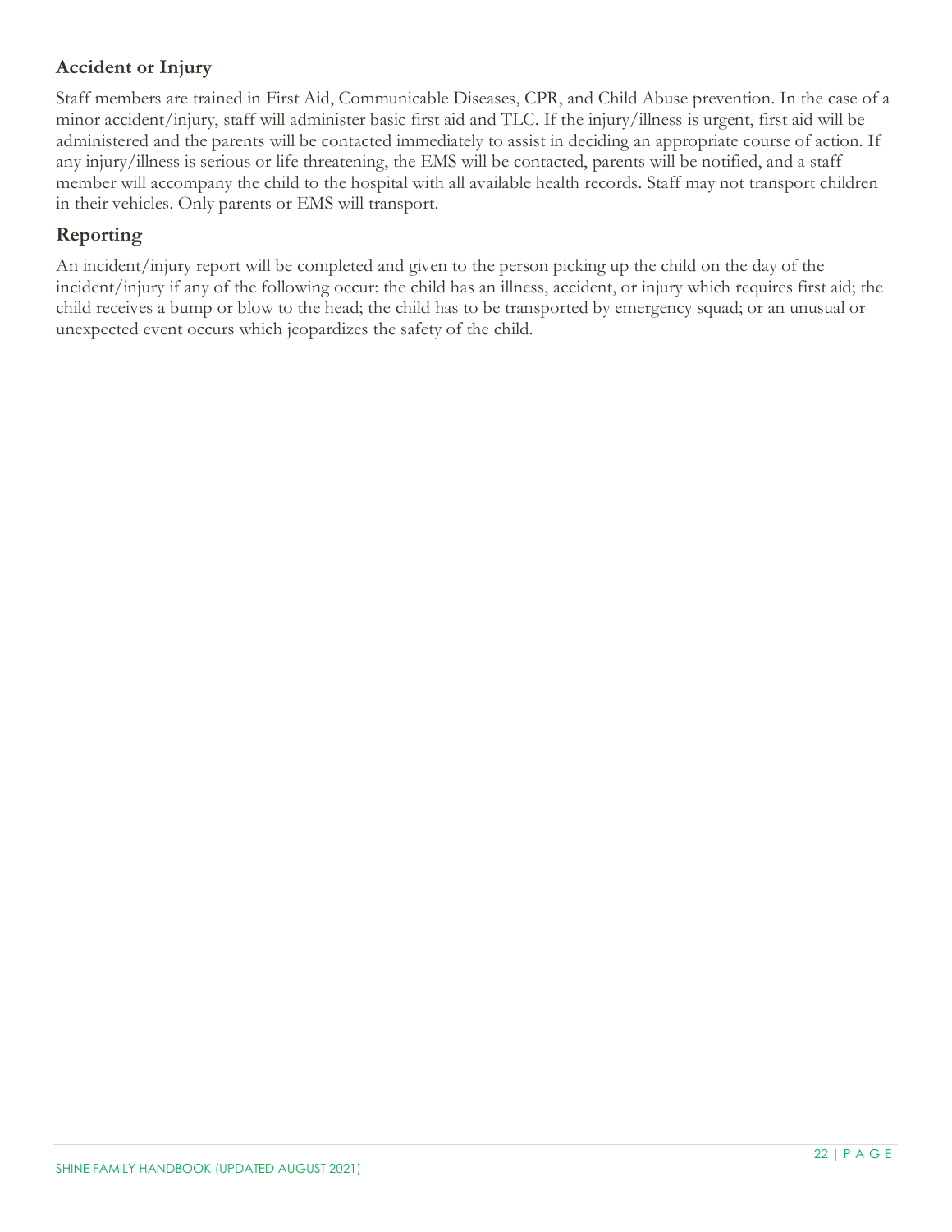## Accident or Injury

Staff members are trained in First Aid, Communicable Diseases, CPR, and Child Abuse prevention. In the case of a minor accident/injury, staff will administer basic first aid and TLC. If the injury/illness is urgent, first aid will be administered and the parents will be contacted immediately to assist in deciding an appropriate course of action. If any injury/illness is serious or life threatening, the EMS will be contacted, parents will be notified, and a staff member will accompany the child to the hospital with all available health records. Staff may not transport children in their vehicles. Only parents or EMS will transport.

## Reporting

An incident/injury report will be completed and given to the person picking up the child on the day of the incident/injury if any of the following occur: the child has an illness, accident, or injury which requires first aid; the child receives a bump or blow to the head; the child has to be transported by emergency squad; or an unusual or unexpected event occurs which jeopardizes the safety of the child.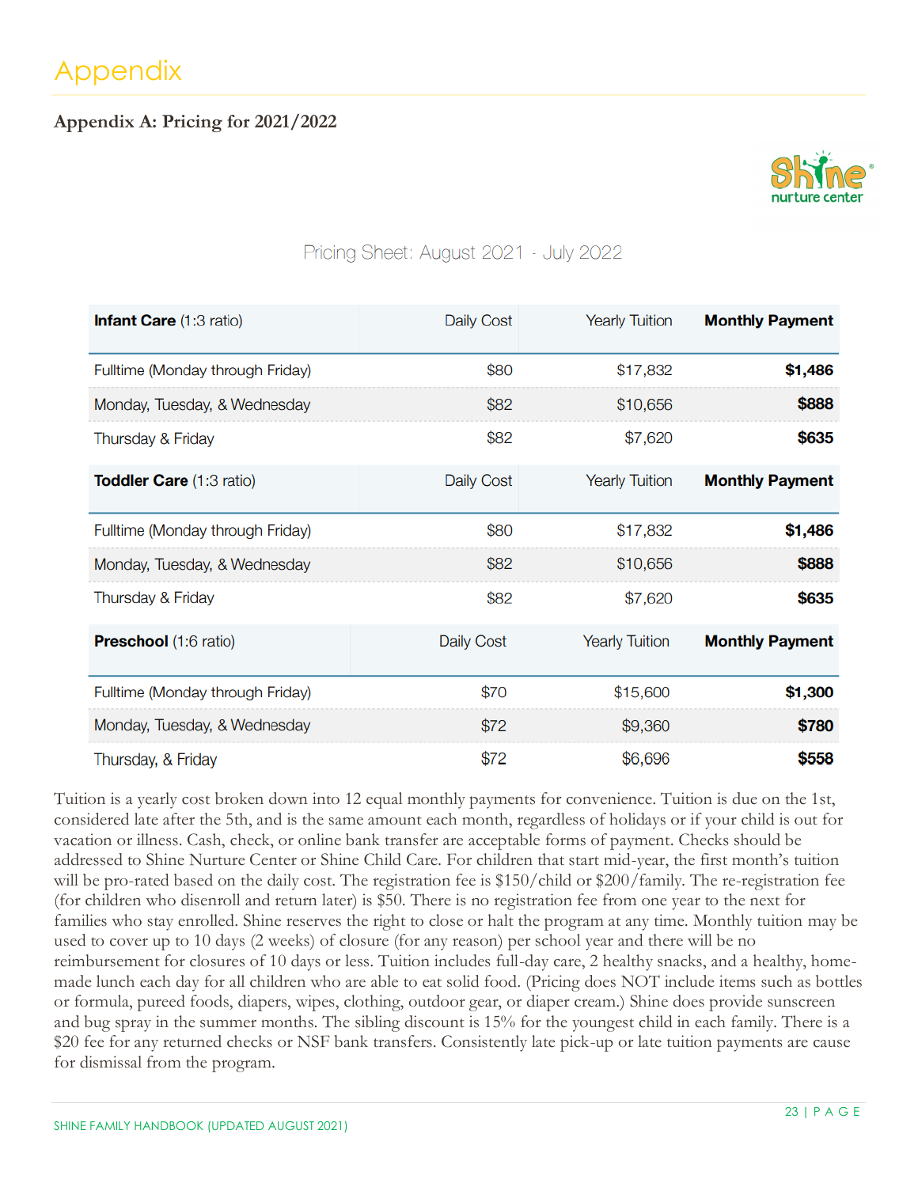# Appendix

## Appendix A: Pricing for 2021/2022

Pricing Sheet: August 2021 - July 2022

| **Infant Care** (1:3 ratio) | Daily Cost | Yearly Tuition | **Monthly Payment** |
|---|---|---|---|
| Fulltime (Monday through Friday) | $80 | $17,832 | **$1,486** |
| Monday, Tuesday, & Wednesday | $82 | $10,656 | **$888** |
| Thursday & Friday | $82 | $7,620 | **$635** |
| **Toddler Care** (1:3 ratio) | Daily Cost | Yearly Tuition | **Monthly Payment** |
| Fulltime (Monday through Friday) | $80 | $17,832 | **$1,486** |
| Monday, Tuesday, & Wednesday | $82 | $10,656 | **$888** |
| Thursday & Friday | $82 | $7,620 | **$635** |
| **Preschool** (1:6 ratio) | Daily Cost | Yearly Tuition | **Monthly Payment** |
| Fulltime (Monday through Friday) | $70 | $15,600 | **$1,300** |
| Monday, Tuesday, & Wednesday | $72 | $9,360 | **$780** |
| Thursday, & Friday | $72 | $6,696 | **$558** |

Tuition is a yearly cost broken down into 12 equal monthly payments for convenience. Tuition is due on the 1st, considered late after the 5th, and is the same amount each month, regardless of holidays or if your child is out for vacation or illness. Cash, check, or online bank transfer are acceptable forms of payment. Checks should be addressed to Shine Nurture Center or Shine Child Care. For children that start mid-year, the first month's tuition will be pro-rated based on the daily cost. The registration fee is $150/child or $200/family. The re-registration fee (for children who disenroll and return later) is $50. There is no registration fee from one year to the next for families who stay enrolled. Shine reserves the right to close or halt the program at any time. Monthly tuition may be used to cover up to 10 days (2 weeks) of closure (for any reason) per school year and there will be no reimbursement for closures of 10 days or less. Tuition includes full-day care, 2 healthy snacks, and a healthy, home-made lunch each day for all children who are able to eat solid food. (Pricing does NOT include items such as bottles or formula, pureed foods, diapers, wipes, clothing, outdoor gear, or diaper cream.) Shine does provide sunscreen and bug spray in the summer months. The sibling discount is 15% for the youngest child in each family. There is a $20 fee for any returned checks or NSF bank transfers. Consistently late pick-up or late tuition payments are cause for dismissal from the program.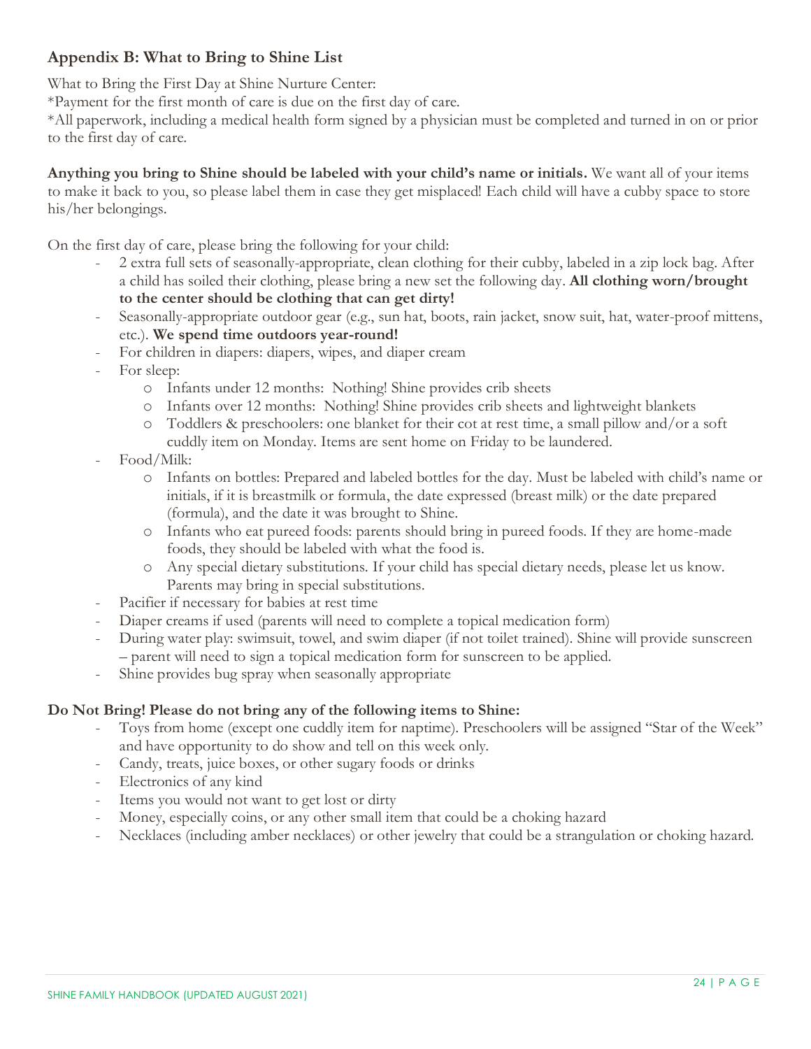## Appendix B: What to Bring to Shine List

What to Bring the First Day at Shine Nurture Center:
*Payment for the first month of care is due on the first day of care.
*All paperwork, including a medical health form signed by a physician must be completed and turned in on or prior to the first day of care.

**Anything you bring to Shine should be labeled with your child's name or initials.** We want all of your items to make it back to you, so please label them in case they get misplaced! Each child will have a cubby space to store his/her belongings.

On the first day of care, please bring the following for your child:

- 2 extra full sets of seasonally-appropriate, clean clothing for their cubby, labeled in a zip lock bag. After a child has soiled their clothing, please bring a new set the following day. **All clothing worn/brought to the center should be clothing that can get dirty!**
- Seasonally-appropriate outdoor gear (e.g., sun hat, boots, rain jacket, snow suit, hat, water-proof mittens, etc.). **We spend time outdoors year-round!**
- For children in diapers: diapers, wipes, and diaper cream
- For sleep:
  - Infants under 12 months: Nothing! Shine provides crib sheets
  - Infants over 12 months: Nothing! Shine provides crib sheets and lightweight blankets
  - Toddlers & preschoolers: one blanket for their cot at rest time, a small pillow and/or a soft cuddly item on Monday. Items are sent home on Friday to be laundered.
- Food/Milk:
  - Infants on bottles: Prepared and labeled bottles for the day. Must be labeled with child's name or initials, if it is breastmilk or formula, the date expressed (breast milk) or the date prepared (formula), and the date it was brought to Shine.
  - Infants who eat pureed foods: parents should bring in pureed foods. If they are home-made foods, they should be labeled with what the food is.
  - Any special dietary substitutions. If your child has special dietary needs, please let us know. Parents may bring in special substitutions.
- Pacifier if necessary for babies at rest time
- Diaper creams if used (parents will need to complete a topical medication form)
- During water play: swimsuit, towel, and swim diaper (if not toilet trained). Shine will provide sunscreen – parent will need to sign a topical medication form for sunscreen to be applied.
- Shine provides bug spray when seasonally appropriate

**Do Not Bring! Please do not bring any of the following items to Shine:**

- Toys from home (except one cuddly item for naptime). Preschoolers will be assigned "Star of the Week" and have opportunity to do show and tell on this week only.
- Candy, treats, juice boxes, or other sugary foods or drinks
- Electronics of any kind
- Items you would not want to get lost or dirty
- Money, especially coins, or any other small item that could be a choking hazard
- Necklaces (including amber necklaces) or other jewelry that could be a strangulation or choking hazard.